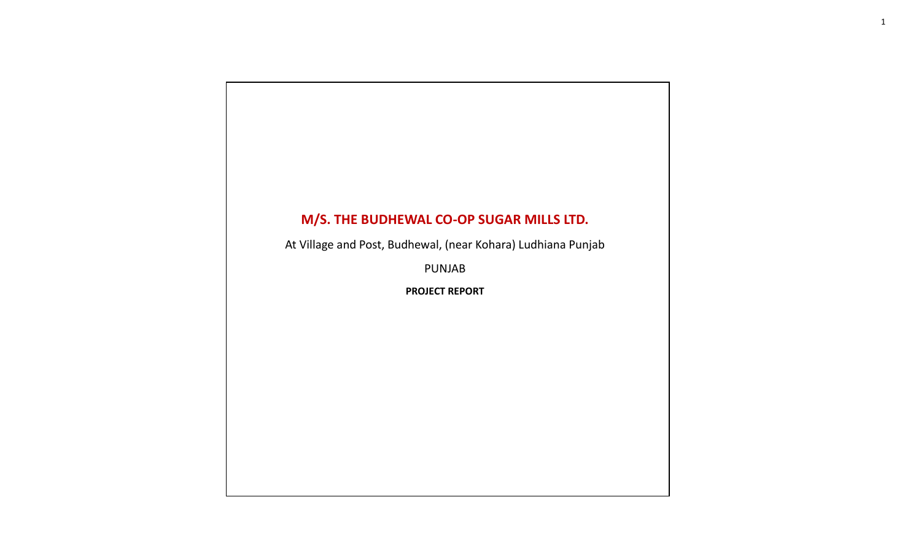# M/S. THE BUDHEWAL CO-OP SUGAR MILLS LTD.

At Village and Post, Budhewal, (near Kohara) Ludhiana Punjab

PUNJAB

**PROJECT REPORT**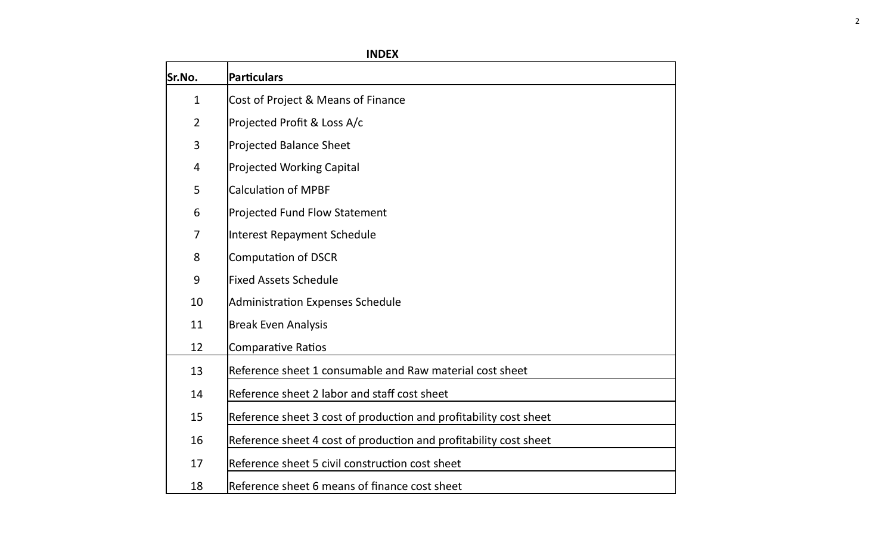# INDEX

| Sr.No. | Particulars |
|---|---|
| 1 | Cost of Project & Means of Finance |
| 2 | Projected Profit & Loss A/c |
| 3 | Projected Balance Sheet |
| 4 | Projected Working Capital |
| 5 | Calculation of MPBF |
| 6 | Projected Fund Flow Statement |
| 7 | Interest Repayment Schedule |
| 8 | Computation of DSCR |
| 9 | Fixed Assets Schedule |
| 10 | Administration Expenses Schedule |
| 11 | Break Even Analysis |
| 12 | Comparative Ratios |
| 13 | Reference sheet 1 consumable and Raw material cost sheet |
| 14 | Reference sheet 2 labor and staff cost sheet |
| 15 | Reference sheet 3 cost of production and profitability cost sheet |
| 16 | Reference sheet 4 cost of production and profitability cost sheet |
| 17 | Reference sheet 5 civil construction cost sheet |
| 18 | Reference sheet 6 means of finance cost sheet |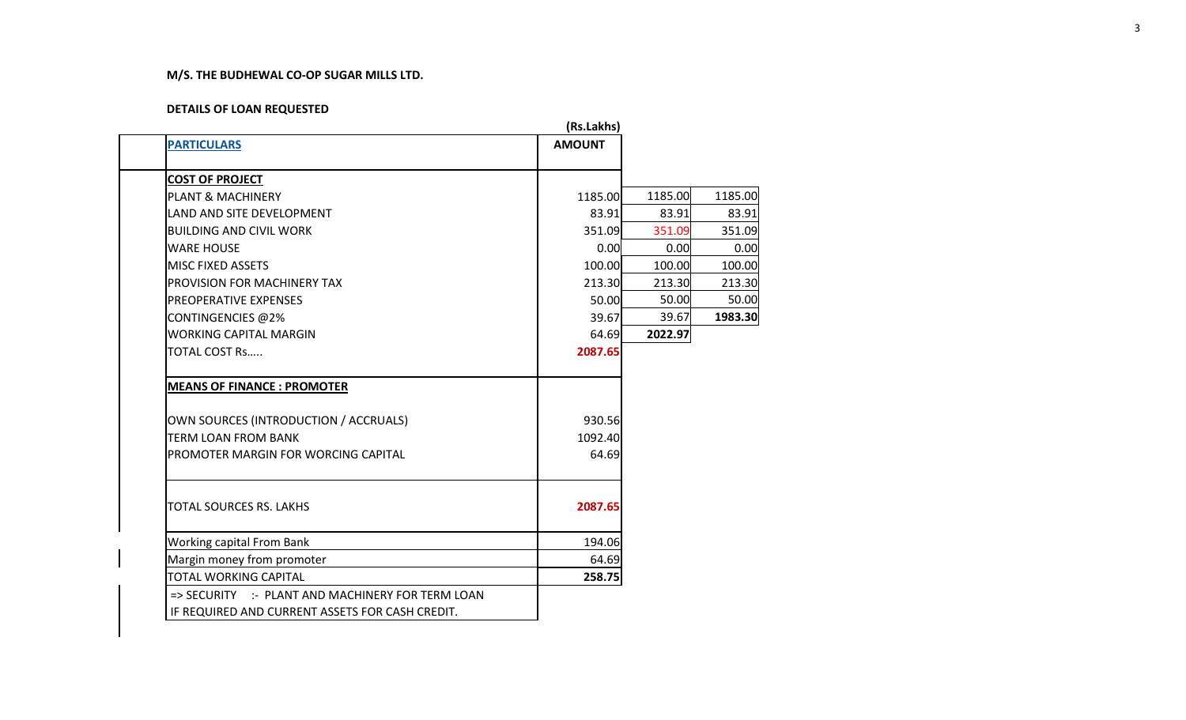**M/S. THE BUDHEWAL CO-OP SUGAR MILLS LTD.**

**DETAILS OF LOAN REQUESTED**

| PARTICULARS | AMOUNT (Rs.Lakhs) | | |
|---|---|---|---|
| **COST OF PROJECT** | | | |
| PLANT & MACHINERY | 1185.00 | 1185.00 | 1185.00 |
| LAND AND SITE DEVELOPMENT | 83.91 | 83.91 | 83.91 |
| BUILDING AND CIVIL WORK | 351.09 | 351.09 | 351.09 |
| WARE HOUSE | 0.00 | 0.00 | 0.00 |
| MISC FIXED ASSETS | 100.00 | 100.00 | 100.00 |
| PROVISION FOR MACHINERY TAX | 213.30 | 213.30 | 213.30 |
| PREOPERATIVE EXPENSES | 50.00 | 50.00 | 50.00 |
| CONTINGENCIES @2% | 39.67 | 39.67 | **1983.30** |
| WORKING CAPITAL MARGIN | 64.69 | **2022.97** | |
| TOTAL COST Rs..... | **2087.65** | | |
| **MEANS OF FINANCE : PROMOTER** | | | |
| OWN SOURCES (INTRODUCTION / ACCRUALS) | 930.56 | | |
| TERM LOAN FROM BANK | 1092.40 | | |
| PROMOTER MARGIN FOR WORCING CAPITAL | 64.69 | | |
| TOTAL SOURCES RS. LAKHS | **2087.65** | | |
| Working capital From Bank | 194.06 | | |
| Margin money from promoter | 64.69 | | |
| TOTAL WORKING CAPITAL | **258.75** | | |

=> SECURITY :- PLANT AND MACHINERY FOR TERM LOAN IF REQUIRED AND CURRENT ASSETS FOR CASH CREDIT.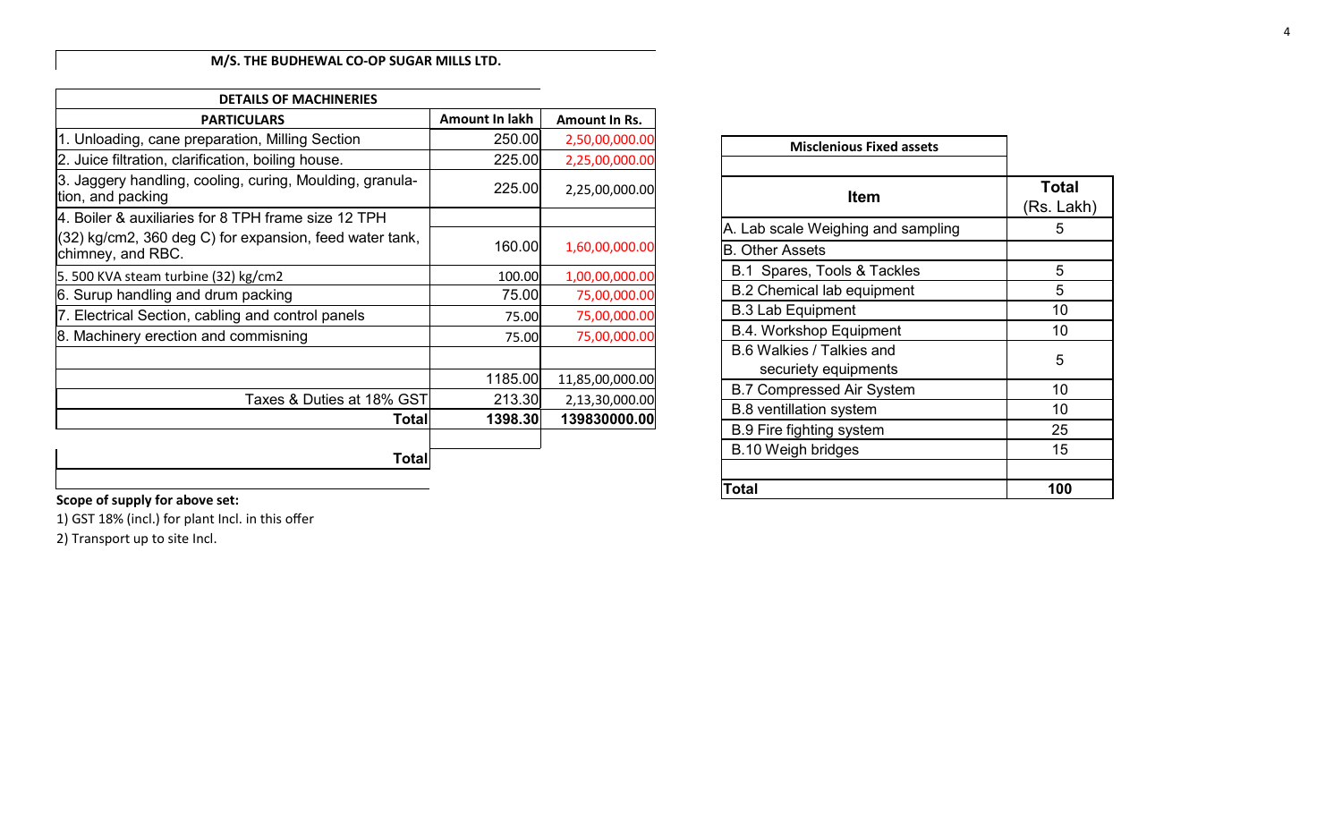**M/S. THE BUDHEWAL CO-OP SUGAR MILLS LTD.**

**DETAILS OF MACHINERIES**

| PARTICULARS | Amount In lakh | Amount In Rs. |
|---|---|---|
| 1. Unloading, cane preparation, Milling Section | 250.00 | 2,50,00,000.00 |
| 2. Juice filtration, clarification, boiling house. | 225.00 | 2,25,00,000.00 |
| 3. Jaggery handling, cooling, curing, Moulding, granula-tion, and packing | 225.00 | 2,25,00,000.00 |
| 4. Boiler & auxiliaries for 8 TPH frame size 12 TPH (32) kg/cm2, 360 deg C) for expansion, feed water tank, chimney, and RBC. | 160.00 | 1,60,00,000.00 |
| 5. 500 KVA steam turbine (32) kg/cm2 | 100.00 | 1,00,00,000.00 |
| 6. Surup handling and drum packing | 75.00 | 75,00,000.00 |
| 7. Electrical Section, cabling and control panels | 75.00 | 75,00,000.00 |
| 8. Machinery erection and commisning | 75.00 | 75,00,000.00 |
| | | |
| | 1185.00 | 11,85,00,000.00 |
| Taxes & Duties at 18% GST | 213.30 | 2,13,30,000.00 |
| **Total** | **1398.30** | **139830000.00** |
| | | |
| **Total** | | |

**Scope of supply for above set:**

1) GST 18% (incl.) for plant Incl. in this offer

2) Transport up to site Incl.

**Misclenious Fixed assets**

| Item | Total (Rs. Lakh) |
|---|---|
| A. Lab scale Weighing and sampling | 5 |
| B. Other Assets | |
| B.1 Spares, Tools & Tackles | 5 |
| B.2 Chemical lab equipment | 5 |
| B.3 Lab Equipment | 10 |
| B.4. Workshop Equipment | 10 |
| B.6 Walkies / Talkies and securiety equipments | 5 |
| B.7 Compressed Air System | 10 |
| B.8 ventillation system | 10 |
| B.9 Fire fighting system | 25 |
| B.10 Weigh bridges | 15 |
| | |
| **Total** | **100** |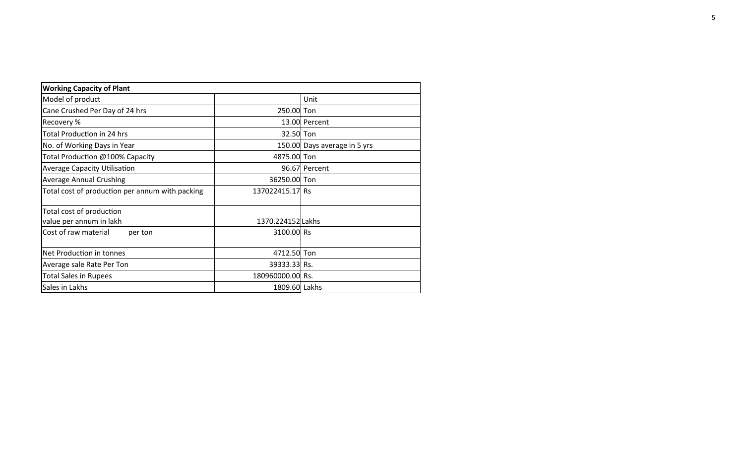| Working Capacity of Plant | | |
|---|---|---|
| Model of product | | Unit |
| Cane Crushed Per Day of 24 hrs | 250.00 | Ton |
| Recovery % | 13.00 | Percent |
| Total Production in 24 hrs | 32.50 | Ton |
| No. of Working Days in Year | 150.00 | Days average in 5 yrs |
| Total Production @100% Capacity | 4875.00 | Ton |
| Average Capacity Utilisation | 96.67 | Percent |
| Average Annual Crushing | 36250.00 | Ton |
| Total cost of production per annum with packing | 137022415.17 | Rs |
| Total cost of production value per annum in lakh | 1370.224152 | Lakhs |
| Cost of raw material per ton | 3100.00 | Rs |
| Net Production in tonnes | 4712.50 | Ton |
| Average sale Rate Per Ton | 39333.33 | Rs. |
| Total Sales in Rupees | 180960000.00 | Rs. |
| Sales in Lakhs | 1809.60 | Lakhs |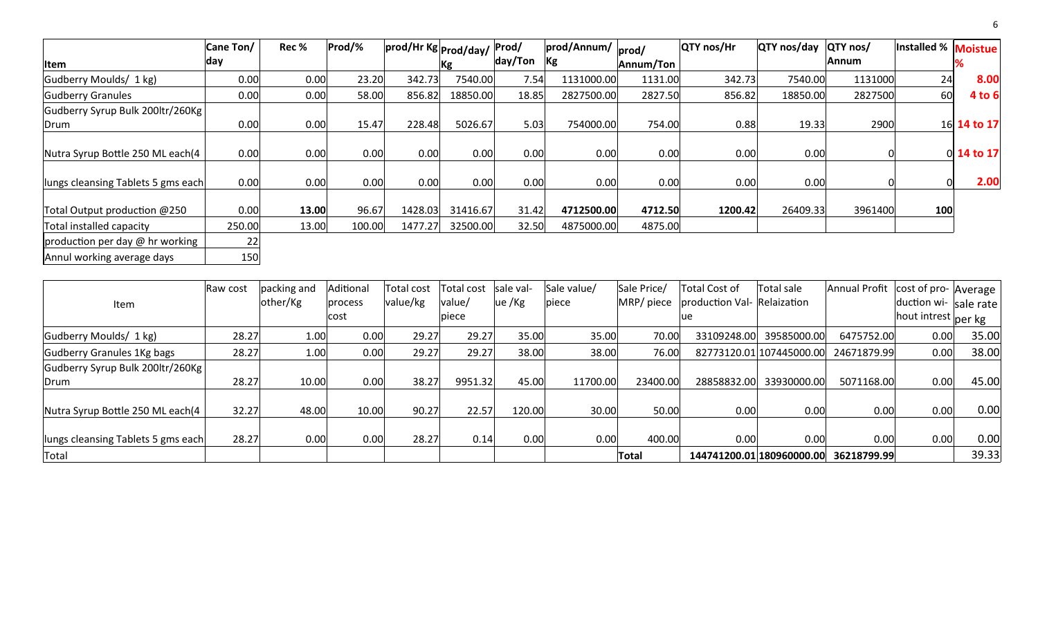| Item | Cane Ton/ day | Rec % | Prod/% | prod/Hr Kg | Prod/day/ Kg | Prod/ day/Ton | prod/Annum/ Kg | prod/ Annum/Ton | QTY nos/Hr | QTY nos/day | QTY nos/ Annum | Installed % | Moistue % |
|---|---|---|---|---|---|---|---|---|---|---|---|---|---|
| Gudberry Moulds/ 1 kg) | 0.00 | 0.00 | 23.20 | 342.73 | 7540.00 | 7.54 | 1131000.00 | 1131.00 | 342.73 | 7540.00 | 1131000 | 24 | **8.00** |
| Gudberry Granules | 0.00 | 0.00 | 58.00 | 856.82 | 18850.00 | 18.85 | 2827500.00 | 2827.50 | 856.82 | 18850.00 | 2827500 | 60 | **4 to 6** |
| Gudberry Syrup Bulk 200ltr/260Kg Drum | 0.00 | 0.00 | 15.47 | 228.48 | 5026.67 | 5.03 | 754000.00 | 754.00 | 0.88 | 19.33 | 2900 | 16 | **14 to 17** |
| Nutra Syrup Bottle 250 ML each(4 | 0.00 | 0.00 | 0.00 | 0.00 | 0.00 | 0.00 | 0.00 | 0.00 | 0.00 | 0.00 | 0 | 0 | **14 to 17** |
| lungs cleansing Tablets 5 gms each | 0.00 | 0.00 | 0.00 | 0.00 | 0.00 | 0.00 | 0.00 | 0.00 | 0.00 | 0.00 | 0 | 0 | **2.00** |
| Total Output production @250 | 0.00 | **13.00** | 96.67 | 1428.03 | 31416.67 | 31.42 | **4712500.00** | **4712.50** | **1200.42** | 26409.33 | 3961400 | **100** | |
| Total installed capacity | 250.00 | 13.00 | 100.00 | 1477.27 | 32500.00 | 32.50 | 4875000.00 | 4875.00 | | | | | |
| production per day @ hr working | 22 | | | | | | | | | | | | |
| Annul working average days | 150 | | | | | | | | | | | | |

| Item | Raw cost | packing and other/Kg | Aditional process cost | Total cost value/kg | Total cost value/ piece | sale value /Kg | Sale value/ piece | Sale Price/ MRP/ piece | Total Cost of production Value | Total sale Relaization | Annual Profit | cost of production without intrest | Average sale rate per kg |
|---|---|---|---|---|---|---|---|---|---|---|---|---|---|
| Gudberry Moulds/ 1 kg) | 28.27 | 1.00 | 0.00 | 29.27 | 29.27 | 35.00 | 35.00 | 70.00 | 33109248.00 | 39585000.00 | 6475752.00 | 0.00 | 35.00 |
| Gudberry Granules 1Kg bags | 28.27 | 1.00 | 0.00 | 29.27 | 29.27 | 38.00 | 38.00 | 76.00 | 82773120.01 | 107445000.00 | 24671879.99 | 0.00 | 38.00 |
| Gudberry Syrup Bulk 200ltr/260Kg Drum | 28.27 | 10.00 | 0.00 | 38.27 | 9951.32 | 45.00 | 11700.00 | 23400.00 | 28858832.00 | 33930000.00 | 5071168.00 | 0.00 | 45.00 |
| Nutra Syrup Bottle 250 ML each(4 | 32.27 | 48.00 | 10.00 | 90.27 | 22.57 | 120.00 | 30.00 | 50.00 | 0.00 | 0.00 | 0.00 | 0.00 | 0.00 |
| lungs cleansing Tablets 5 gms each | 28.27 | 0.00 | 0.00 | 28.27 | 0.14 | 0.00 | 0.00 | 400.00 | 0.00 | 0.00 | 0.00 | 0.00 | 0.00 |
| Total | | | | | | | | **Total** | **144741200.01** | **180960000.00** | **36218799.99** | | 39.33 |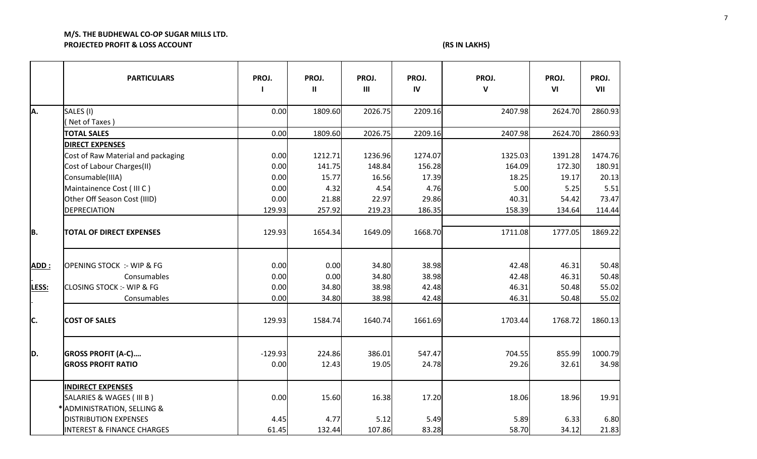**M/S. THE BUDHEWAL CO-OP SUGAR MILLS LTD.**
**PROJECTED PROFIT & LOSS ACCOUNT** **(RS IN LAKHS)**

| | PARTICULARS | PROJ. I | PROJ. II | PROJ. III | PROJ. IV | PROJ. V | PROJ. VI | PROJ. VII |
|---|---|---|---|---|---|---|---|---|
| A. | SALES (I) ( Net of Taxes ) | 0.00 | 1809.60 | 2026.75 | 2209.16 | 2407.98 | 2624.70 | 2860.93 |
| | **TOTAL SALES** | 0.00 | 1809.60 | 2026.75 | 2209.16 | 2407.98 | 2624.70 | 2860.93 |
| | **DIRECT EXPENSES** | | | | | | | |
| | Cost of Raw Material and packaging | 0.00 | 1212.71 | 1236.96 | 1274.07 | 1325.03 | 1391.28 | 1474.76 |
| | Cost of Labour Charges(II) | 0.00 | 141.75 | 148.84 | 156.28 | 164.09 | 172.30 | 180.91 |
| | Consumable(IIIA) | 0.00 | 15.77 | 16.56 | 17.39 | 18.25 | 19.17 | 20.13 |
| | Maintainence Cost ( III C ) | 0.00 | 4.32 | 4.54 | 4.76 | 5.00 | 5.25 | 5.51 |
| | Other Off Season Cost (IIID) | 0.00 | 21.88 | 22.97 | 29.86 | 40.31 | 54.42 | 73.47 |
| | DEPRECIATION | 129.93 | 257.92 | 219.23 | 186.35 | 158.39 | 134.64 | 114.44 |
| B. | **TOTAL OF DIRECT EXPENSES** | 129.93 | 1654.34 | 1649.09 | 1668.70 | 1711.08 | 1777.05 | 1869.22 |
| ADD : | OPENING STOCK :- WIP & FG | 0.00 | 0.00 | 34.80 | 38.98 | 42.48 | 46.31 | 50.48 |
| | Consumables | 0.00 | 0.00 | 34.80 | 38.98 | 42.48 | 46.31 | 50.48 |
| LESS: | CLOSING STOCK :- WIP & FG | 0.00 | 34.80 | 38.98 | 42.48 | 46.31 | 50.48 | 55.02 |
| | Consumables | 0.00 | 34.80 | 38.98 | 42.48 | 46.31 | 50.48 | 55.02 |
| C. | **COST OF SALES** | 129.93 | 1584.74 | 1640.74 | 1661.69 | 1703.44 | 1768.72 | 1860.13 |
| D. | **GROSS PROFIT (A-C)....** | -129.93 | 224.86 | 386.01 | 547.47 | 704.55 | 855.99 | 1000.79 |
| | **GROSS PROFIT RATIO** | 0.00 | 12.43 | 19.05 | 24.78 | 29.26 | 32.61 | 34.98 |
| | **INDIRECT EXPENSES** | | | | | | | |
| | SALARIES & WAGES ( III B ) | 0.00 | 15.60 | 16.38 | 17.20 | 18.06 | 18.96 | 19.91 |
| | * ADMINISTRATION, SELLING & DISTRIBUTION EXPENSES | 4.45 | 4.77 | 5.12 | 5.49 | 5.89 | 6.33 | 6.80 |
| | INTEREST & FINANCE CHARGES | 61.45 | 132.44 | 107.86 | 83.28 | 58.70 | 34.12 | 21.83 |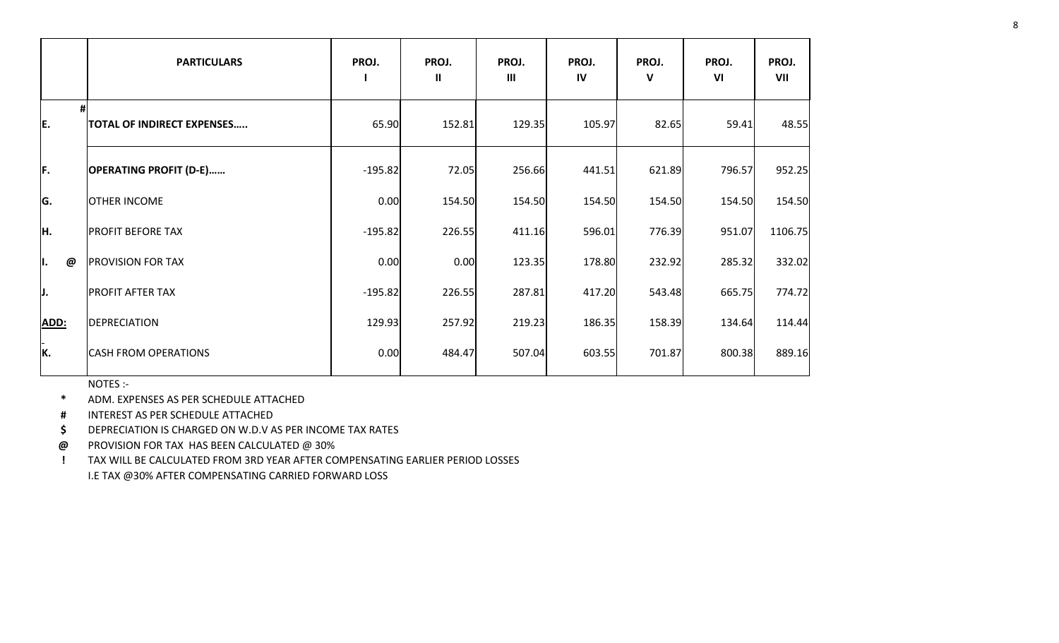| | PARTICULARS | PROJ. I | PROJ. II | PROJ. III | PROJ. IV | PROJ. V | PROJ. VI | PROJ. VII |
|---|---|---|---|---|---|---|---|---|
| # E. | **TOTAL OF INDIRECT EXPENSES…..** | 65.90 | 152.81 | 129.35 | 105.97 | 82.65 | 59.41 | 48.55 |
| F. | **OPERATING PROFIT (D-E)……** | -195.82 | 72.05 | 256.66 | 441.51 | 621.89 | 796.57 | 952.25 |
| G. | OTHER INCOME | 0.00 | 154.50 | 154.50 | 154.50 | 154.50 | 154.50 | 154.50 |
| H. | PROFIT BEFORE TAX | -195.82 | 226.55 | 411.16 | 596.01 | 776.39 | 951.07 | 1106.75 |
| I. @ | PROVISION FOR TAX | 0.00 | 0.00 | 123.35 | 178.80 | 232.92 | 285.32 | 332.02 |
| J. | PROFIT AFTER TAX | -195.82 | 226.55 | 287.81 | 417.20 | 543.48 | 665.75 | 774.72 |
| **ADD:** | DEPRECIATION | 129.93 | 257.92 | 219.23 | 186.35 | 158.39 | 134.64 | 114.44 |
| K. | CASH FROM OPERATIONS | 0.00 | 484.47 | 507.04 | 603.55 | 701.87 | 800.38 | 889.16 |

NOTES :-

\* ADM. EXPENSES AS PER SCHEDULE ATTACHED

\# INTEREST AS PER SCHEDULE ATTACHED

$ DEPRECIATION IS CHARGED ON W.D.V AS PER INCOME TAX RATES

@ PROVISION FOR TAX HAS BEEN CALCULATED @ 30%

! TAX WILL BE CALCULATED FROM 3RD YEAR AFTER COMPENSATING EARLIER PERIOD LOSSES

I.E TAX @30% AFTER COMPENSATING CARRIED FORWARD LOSS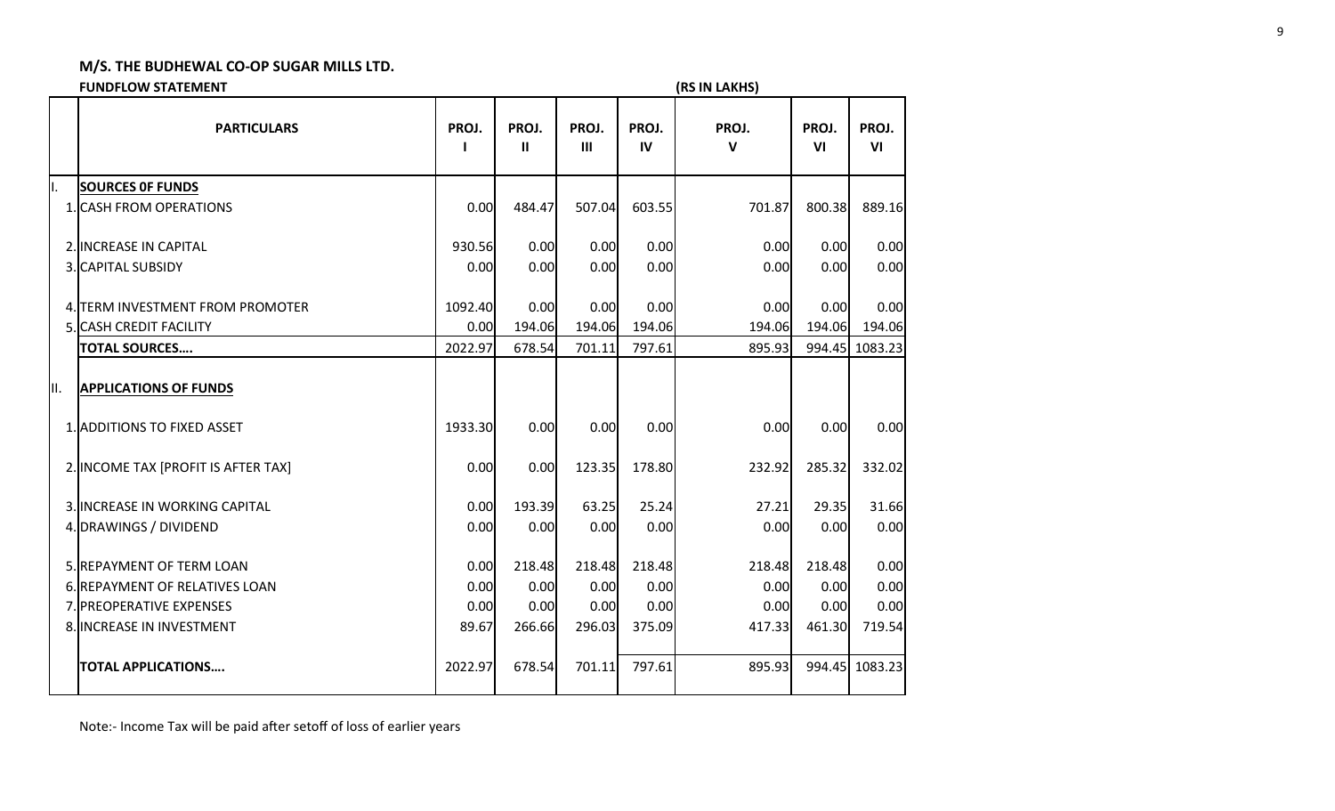## M/S. THE BUDHEWAL CO-OP SUGAR MILLS LTD.

**FUNDFLOW STATEMENT** **(RS IN LAKHS)**

| | PARTICULARS | PROJ. I | PROJ. II | PROJ. III | PROJ. IV | PROJ. V | PROJ. VI | PROJ. VI |
|---|---|---|---|---|---|---|---|---|
| I. | **SOURCES 0F FUNDS** | | | | | | | |
| | 1. CASH FROM OPERATIONS | 0.00 | 484.47 | 507.04 | 603.55 | 701.87 | 800.38 | 889.16 |
| | 2. INCREASE IN CAPITAL | 930.56 | 0.00 | 0.00 | 0.00 | 0.00 | 0.00 | 0.00 |
| | 3. CAPITAL SUBSIDY | 0.00 | 0.00 | 0.00 | 0.00 | 0.00 | 0.00 | 0.00 |
| | 4. TERM INVESTMENT FROM PROMOTER | 1092.40 | 0.00 | 0.00 | 0.00 | 0.00 | 0.00 | 0.00 |
| | 5. CASH CREDIT FACILITY | 0.00 | 194.06 | 194.06 | 194.06 | 194.06 | 194.06 | 194.06 |
| | **TOTAL SOURCES....** | 2022.97 | 678.54 | 701.11 | 797.61 | 895.93 | 994.45 | 1083.23 |
| II. | **APPLICATIONS OF FUNDS** | | | | | | | |
| | 1. ADDITIONS TO FIXED ASSET | 1933.30 | 0.00 | 0.00 | 0.00 | 0.00 | 0.00 | 0.00 |
| | 2. INCOME TAX [PROFIT IS AFTER TAX] | 0.00 | 0.00 | 123.35 | 178.80 | 232.92 | 285.32 | 332.02 |
| | 3. INCREASE IN WORKING CAPITAL | 0.00 | 193.39 | 63.25 | 25.24 | 27.21 | 29.35 | 31.66 |
| | 4. DRAWINGS / DIVIDEND | 0.00 | 0.00 | 0.00 | 0.00 | 0.00 | 0.00 | 0.00 |
| | 5. REPAYMENT OF TERM LOAN | 0.00 | 218.48 | 218.48 | 218.48 | 218.48 | 218.48 | 0.00 |
| | 6. REPAYMENT OF RELATIVES LOAN | 0.00 | 0.00 | 0.00 | 0.00 | 0.00 | 0.00 | 0.00 |
| | 7. PREOPERATIVE EXPENSES | 0.00 | 0.00 | 0.00 | 0.00 | 0.00 | 0.00 | 0.00 |
| | 8. INCREASE IN INVESTMENT | 89.67 | 266.66 | 296.03 | 375.09 | 417.33 | 461.30 | 719.54 |
| | **TOTAL APPLICATIONS....** | 2022.97 | 678.54 | 701.11 | 797.61 | 895.93 | 994.45 | 1083.23 |

Note:- Income Tax will be paid after setoff of loss of earlier years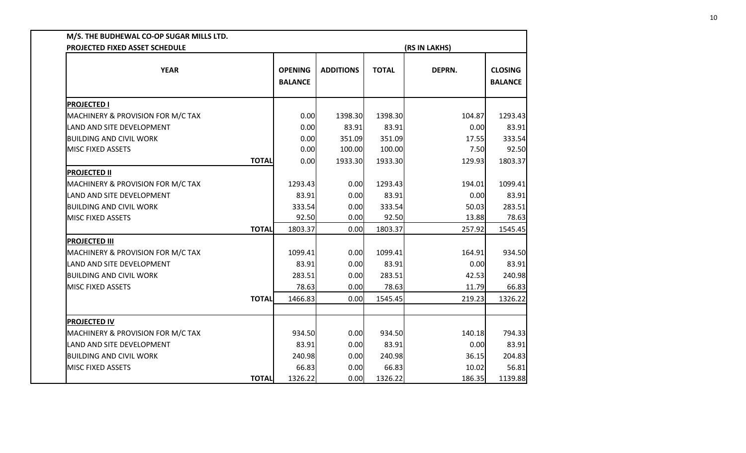**M/S. THE BUDHEWAL CO-OP SUGAR MILLS LTD.**

**PROJECTED FIXED ASSET SCHEDULE** (RS IN LAKHS)

| YEAR | OPENING BALANCE | ADDITIONS | TOTAL | DEPRN. | CLOSING BALANCE |
|---|---|---|---|---|---|
| **PROJECTED I** | | | | | |
| MACHINERY & PROVISION FOR M/C TAX | 0.00 | 1398.30 | 1398.30 | 104.87 | 1293.43 |
| LAND AND SITE DEVELOPMENT | 0.00 | 83.91 | 83.91 | 0.00 | 83.91 |
| BUILDING AND CIVIL WORK | 0.00 | 351.09 | 351.09 | 17.55 | 333.54 |
| MISC FIXED ASSETS | 0.00 | 100.00 | 100.00 | 7.50 | 92.50 |
| **TOTAL** | 0.00 | 1933.30 | 1933.30 | 129.93 | 1803.37 |
| **PROJECTED II** | | | | | |
| MACHINERY & PROVISION FOR M/C TAX | 1293.43 | 0.00 | 1293.43 | 194.01 | 1099.41 |
| LAND AND SITE DEVELOPMENT | 83.91 | 0.00 | 83.91 | 0.00 | 83.91 |
| BUILDING AND CIVIL WORK | 333.54 | 0.00 | 333.54 | 50.03 | 283.51 |
| MISC FIXED ASSETS | 92.50 | 0.00 | 92.50 | 13.88 | 78.63 |
| **TOTAL** | 1803.37 | 0.00 | 1803.37 | 257.92 | 1545.45 |
| **PROJECTED III** | | | | | |
| MACHINERY & PROVISION FOR M/C TAX | 1099.41 | 0.00 | 1099.41 | 164.91 | 934.50 |
| LAND AND SITE DEVELOPMENT | 83.91 | 0.00 | 83.91 | 0.00 | 83.91 |
| BUILDING AND CIVIL WORK | 283.51 | 0.00 | 283.51 | 42.53 | 240.98 |
| MISC FIXED ASSETS | 78.63 | 0.00 | 78.63 | 11.79 | 66.83 |
| **TOTAL** | 1466.83 | 0.00 | 1545.45 | 219.23 | 1326.22 |
| **PROJECTED IV** | | | | | |
| MACHINERY & PROVISION FOR M/C TAX | 934.50 | 0.00 | 934.50 | 140.18 | 794.33 |
| LAND AND SITE DEVELOPMENT | 83.91 | 0.00 | 83.91 | 0.00 | 83.91 |
| BUILDING AND CIVIL WORK | 240.98 | 0.00 | 240.98 | 36.15 | 204.83 |
| MISC FIXED ASSETS | 66.83 | 0.00 | 66.83 | 10.02 | 56.81 |
| **TOTAL** | 1326.22 | 0.00 | 1326.22 | 186.35 | 1139.88 |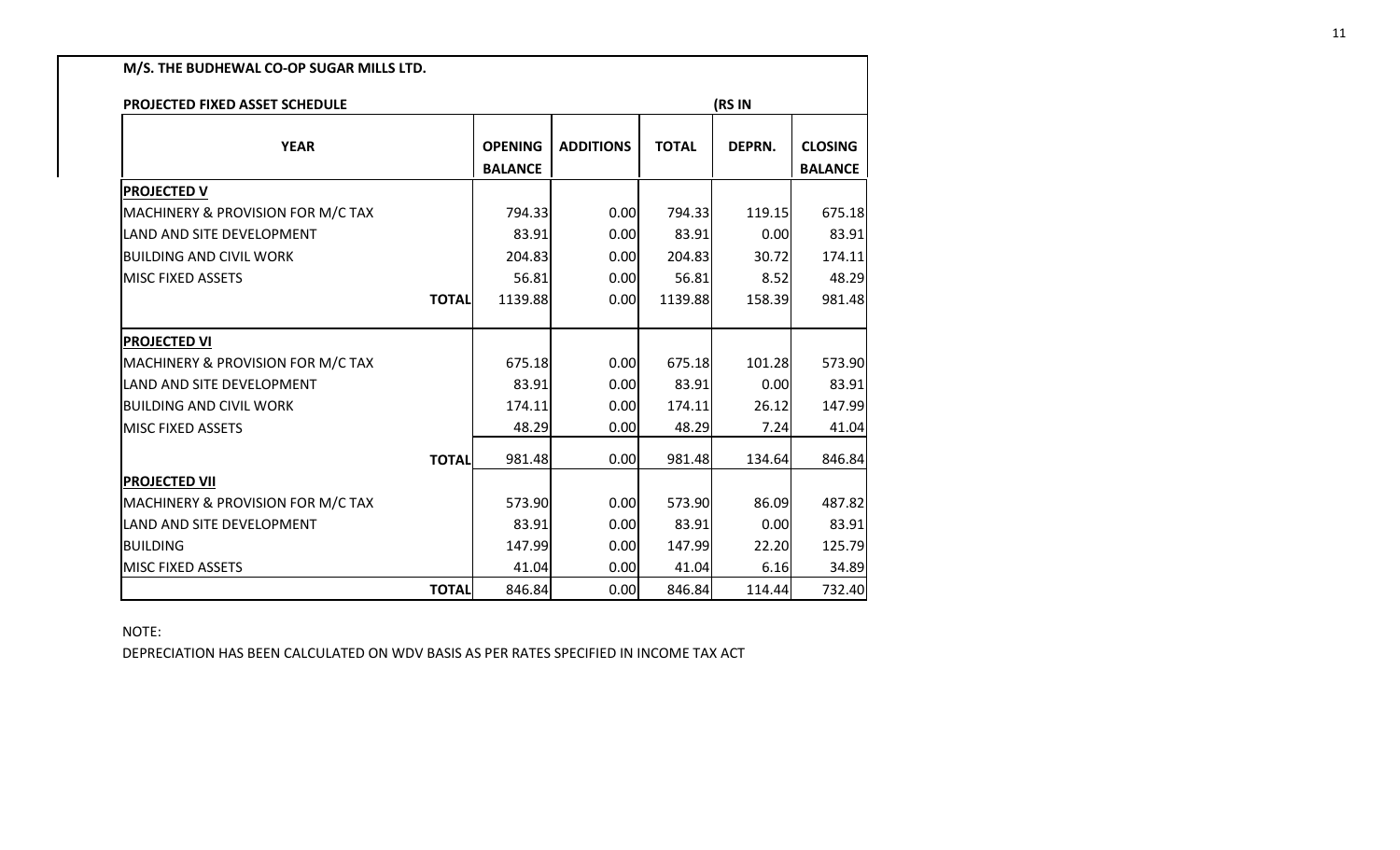**M/S. THE BUDHEWAL CO-OP SUGAR MILLS LTD.**

**PROJECTED FIXED ASSET SCHEDULE** (RS IN

| YEAR | OPENING BALANCE | ADDITIONS | TOTAL | DEPRN. | CLOSING BALANCE |
|---|---|---|---|---|---|
| **PROJECTED V** | | | | | |
| MACHINERY & PROVISION FOR M/C TAX | 794.33 | 0.00 | 794.33 | 119.15 | 675.18 |
| LAND AND SITE DEVELOPMENT | 83.91 | 0.00 | 83.91 | 0.00 | 83.91 |
| BUILDING AND CIVIL WORK | 204.83 | 0.00 | 204.83 | 30.72 | 174.11 |
| MISC FIXED ASSETS | 56.81 | 0.00 | 56.81 | 8.52 | 48.29 |
| **TOTAL** | 1139.88 | 0.00 | 1139.88 | 158.39 | 981.48 |
| **PROJECTED VI** | | | | | |
| MACHINERY & PROVISION FOR M/C TAX | 675.18 | 0.00 | 675.18 | 101.28 | 573.90 |
| LAND AND SITE DEVELOPMENT | 83.91 | 0.00 | 83.91 | 0.00 | 83.91 |
| BUILDING AND CIVIL WORK | 174.11 | 0.00 | 174.11 | 26.12 | 147.99 |
| MISC FIXED ASSETS | 48.29 | 0.00 | 48.29 | 7.24 | 41.04 |
| **TOTAL** | 981.48 | 0.00 | 981.48 | 134.64 | 846.84 |
| **PROJECTED VII** | | | | | |
| MACHINERY & PROVISION FOR M/C TAX | 573.90 | 0.00 | 573.90 | 86.09 | 487.82 |
| LAND AND SITE DEVELOPMENT | 83.91 | 0.00 | 83.91 | 0.00 | 83.91 |
| BUILDING | 147.99 | 0.00 | 147.99 | 22.20 | 125.79 |
| MISC FIXED ASSETS | 41.04 | 0.00 | 41.04 | 6.16 | 34.89 |
| **TOTAL** | 846.84 | 0.00 | 846.84 | 114.44 | 732.40 |

NOTE:

DEPRECIATION HAS BEEN CALCULATED ON WDV BASIS AS PER RATES SPECIFIED IN INCOME TAX ACT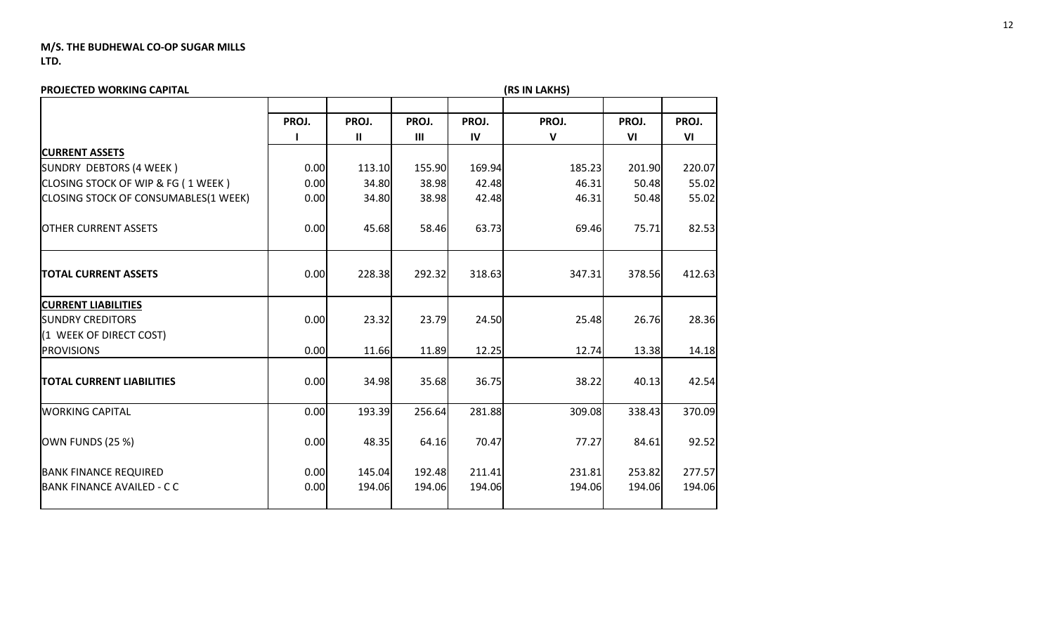**M/S. THE BUDHEWAL CO-OP SUGAR MILLS LTD.**

**PROJECTED WORKING CAPITAL** (RS IN LAKHS)

| | PROJ. I | PROJ. II | PROJ. III | PROJ. IV | PROJ. V | PROJ. VI | PROJ. VI |
|---|---|---|---|---|---|---|---|
| **CURRENT ASSETS** | | | | | | | |
| SUNDRY DEBTORS (4 WEEK ) | 0.00 | 113.10 | 155.90 | 169.94 | 185.23 | 201.90 | 220.07 |
| CLOSING STOCK OF WIP & FG ( 1 WEEK ) | 0.00 | 34.80 | 38.98 | 42.48 | 46.31 | 50.48 | 55.02 |
| CLOSING STOCK OF CONSUMABLES(1 WEEK) | 0.00 | 34.80 | 38.98 | 42.48 | 46.31 | 50.48 | 55.02 |
| OTHER CURRENT ASSETS | 0.00 | 45.68 | 58.46 | 63.73 | 69.46 | 75.71 | 82.53 |
| **TOTAL CURRENT ASSETS** | 0.00 | 228.38 | 292.32 | 318.63 | 347.31 | 378.56 | 412.63 |
| **CURRENT LIABILITIES** | | | | | | | |
| SUNDRY CREDITORS (1 WEEK OF DIRECT COST) | 0.00 | 23.32 | 23.79 | 24.50 | 25.48 | 26.76 | 28.36 |
| PROVISIONS | 0.00 | 11.66 | 11.89 | 12.25 | 12.74 | 13.38 | 14.18 |
| **TOTAL CURRENT LIABILITIES** | 0.00 | 34.98 | 35.68 | 36.75 | 38.22 | 40.13 | 42.54 |
| WORKING CAPITAL | 0.00 | 193.39 | 256.64 | 281.88 | 309.08 | 338.43 | 370.09 |
| OWN FUNDS (25 %) | 0.00 | 48.35 | 64.16 | 70.47 | 77.27 | 84.61 | 92.52 |
| BANK FINANCE REQUIRED | 0.00 | 145.04 | 192.48 | 211.41 | 231.81 | 253.82 | 277.57 |
| BANK FINANCE AVAILED - C C | 0.00 | 194.06 | 194.06 | 194.06 | 194.06 | 194.06 | 194.06 |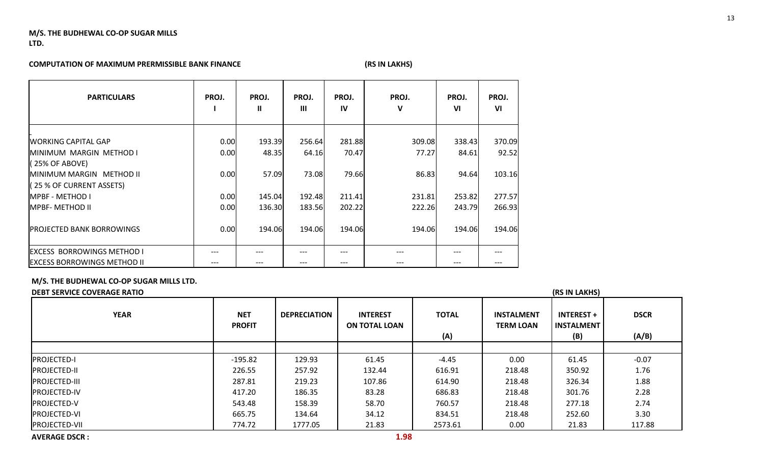**M/S. THE BUDHEWAL CO-OP SUGAR MILLS LTD.**

**COMPUTATION OF MAXIMUM PRERMISSIBLE BANK FINANCE** **(RS IN LAKHS)**

| PARTICULARS | PROJ. I | PROJ. II | PROJ. III | PROJ. IV | PROJ. V | PROJ. VI | PROJ. VI |
|---|---|---|---|---|---|---|---|
| WORKING CAPITAL GAP | 0.00 | 193.39 | 256.64 | 281.88 | 309.08 | 338.43 | 370.09 |
| MINIMUM MARGIN METHOD I ( 25% OF ABOVE) | 0.00 | 48.35 | 64.16 | 70.47 | 77.27 | 84.61 | 92.52 |
| MINIMUM MARGIN METHOD II ( 25 % OF CURRENT ASSETS) | 0.00 | 57.09 | 73.08 | 79.66 | 86.83 | 94.64 | 103.16 |
| MPBF - METHOD I | 0.00 | 145.04 | 192.48 | 211.41 | 231.81 | 253.82 | 277.57 |
| MPBF- METHOD II | 0.00 | 136.30 | 183.56 | 202.22 | 222.26 | 243.79 | 266.93 |
| PROJECTED BANK BORROWINGS | 0.00 | 194.06 | 194.06 | 194.06 | 194.06 | 194.06 | 194.06 |
| EXCESS BORROWINGS METHOD I | --- | --- | --- | --- | --- | --- | --- |
| EXCESS BORROWINGS METHOD II | --- | --- | --- | --- | --- | --- | --- |

**M/S. THE BUDHEWAL CO-OP SUGAR MILLS LTD.**

**DEBT SERVICE COVERAGE RATIO** **(RS IN LAKHS)**

| YEAR | NET PROFIT | DEPRECIATION | INTEREST ON TOTAL LOAN | TOTAL (A) | INSTALMENT TERM LOAN | INTEREST + INSTALMENT (B) | DSCR (A/B) |
|---|---|---|---|---|---|---|---|
| PROJECTED-I | -195.82 | 129.93 | 61.45 | -4.45 | 0.00 | 61.45 | -0.07 |
| PROJECTED-II | 226.55 | 257.92 | 132.44 | 616.91 | 218.48 | 350.92 | 1.76 |
| PROJECTED-III | 287.81 | 219.23 | 107.86 | 614.90 | 218.48 | 326.34 | 1.88 |
| PROJECTED-IV | 417.20 | 186.35 | 83.28 | 686.83 | 218.48 | 301.76 | 2.28 |
| PROJECTED-V | 543.48 | 158.39 | 58.70 | 760.57 | 218.48 | 277.18 | 2.74 |
| PROJECTED-VI | 665.75 | 134.64 | 34.12 | 834.51 | 218.48 | 252.60 | 3.30 |
| PROJECTED-VII | 774.72 | 1777.05 | 21.83 | 2573.61 | 0.00 | 21.83 | 117.88 |

**AVERAGE DSCR :** **1.98**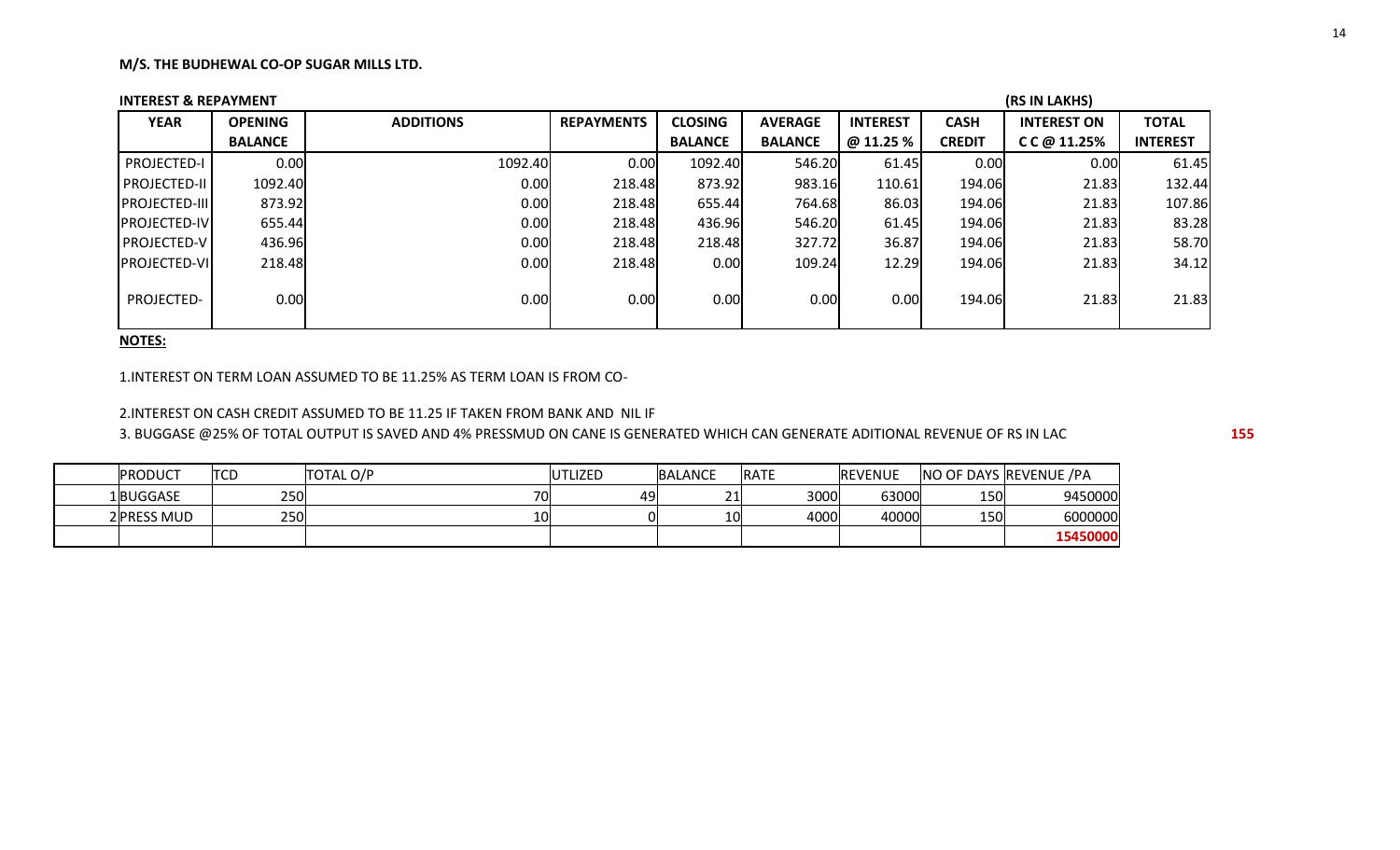**M/S. THE BUDHEWAL CO-OP SUGAR MILLS LTD.**

**INTEREST & REPAYMENT** **(RS IN LAKHS)**

| YEAR | OPENING BALANCE | ADDITIONS | REPAYMENTS | CLOSING BALANCE | AVERAGE BALANCE | INTEREST @ 11.25 % | CASH CREDIT | INTEREST ON C C @ 11.25% | TOTAL INTEREST |
|---|---|---|---|---|---|---|---|---|---|
| PROJECTED-I | 0.00 | 1092.40 | 0.00 | 1092.40 | 546.20 | 61.45 | 0.00 | 0.00 | 61.45 |
| PROJECTED-II | 1092.40 | 0.00 | 218.48 | 873.92 | 983.16 | 110.61 | 194.06 | 21.83 | 132.44 |
| PROJECTED-III | 873.92 | 0.00 | 218.48 | 655.44 | 764.68 | 86.03 | 194.06 | 21.83 | 107.86 |
| PROJECTED-IV | 655.44 | 0.00 | 218.48 | 436.96 | 546.20 | 61.45 | 194.06 | 21.83 | 83.28 |
| PROJECTED-V | 436.96 | 0.00 | 218.48 | 218.48 | 327.72 | 36.87 | 194.06 | 21.83 | 58.70 |
| PROJECTED-VI | 218.48 | 0.00 | 218.48 | 0.00 | 109.24 | 12.29 | 194.06 | 21.83 | 34.12 |
| PROJECTED- | 0.00 | 0.00 | 0.00 | 0.00 | 0.00 | 0.00 | 194.06 | 21.83 | 21.83 |

**NOTES:**

1.INTEREST ON TERM LOAN ASSUMED TO BE 11.25% AS TERM LOAN IS FROM CO-

2.INTEREST ON CASH CREDIT ASSUMED TO BE 11.25 IF TAKEN FROM BANK AND NIL IF

3. BUGGASE @25% OF TOTAL OUTPUT IS SAVED AND 4% PRESSMUD ON CANE IS GENERATED WHICH CAN GENERATE ADITIONAL REVENUE OF RS IN LAC 155

| | PRODUCT | TCD | TOTAL O/P | UTLIZED | BALANCE | RATE | REVENUE | NO OF DAYS | REVENUE /PA |
|---|---|---|---|---|---|---|---|---|---|
| 1 | BUGGASE | 250 | 70 | 49 | 21 | 3000 | 63000 | 150 | 9450000 |
| 2 | PRESS MUD | 250 | 10 | 0 | 10 | 4000 | 40000 | 150 | 6000000 |
| | | | | | | | | | **15450000** |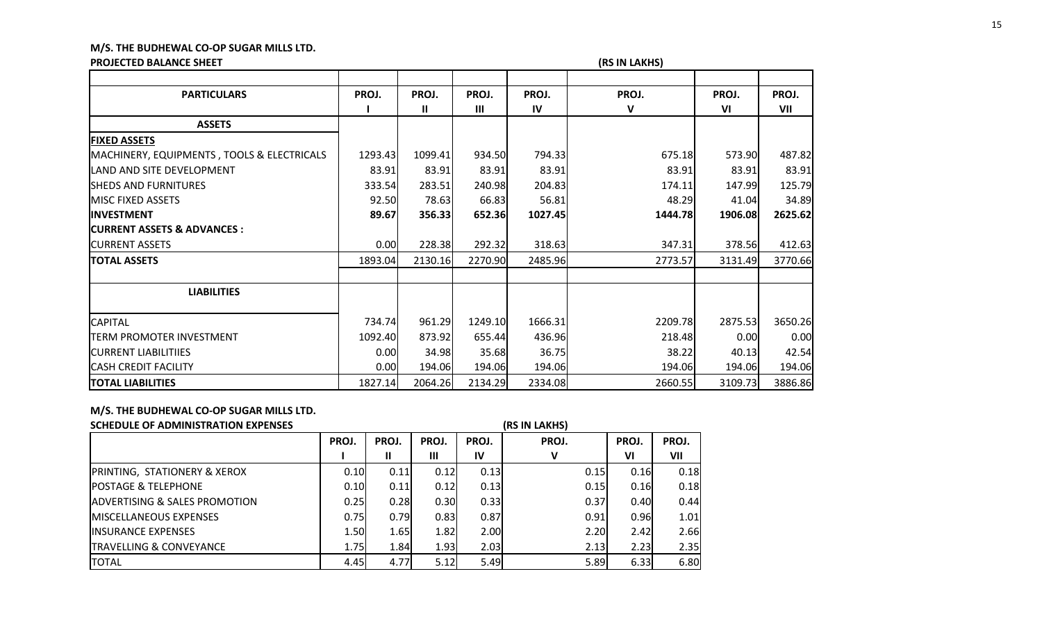**M/S. THE BUDHEWAL CO-OP SUGAR MILLS LTD.**

**PROJECTED BALANCE SHEET** **(RS IN LAKHS)**

| PARTICULARS | PROJ. I | PROJ. II | PROJ. III | PROJ. IV | PROJ. V | PROJ. VI | PROJ. VII |
|---|---|---|---|---|---|---|---|
| **ASSETS** | | | | | | | |
| **FIXED ASSETS** | | | | | | | |
| MACHINERY, EQUIPMENTS , TOOLS & ELECTRICALS | 1293.43 | 1099.41 | 934.50 | 794.33 | 675.18 | 573.90 | 487.82 |
| LAND AND SITE DEVELOPMENT | 83.91 | 83.91 | 83.91 | 83.91 | 83.91 | 83.91 | 83.91 |
| SHEDS AND FURNITURES | 333.54 | 283.51 | 240.98 | 204.83 | 174.11 | 147.99 | 125.79 |
| MISC FIXED ASSETS | 92.50 | 78.63 | 66.83 | 56.81 | 48.29 | 41.04 | 34.89 |
| **INVESTMENT** | **89.67** | **356.33** | **652.36** | **1027.45** | **1444.78** | **1906.08** | **2625.62** |
| **CURRENT ASSETS & ADVANCES :** | | | | | | | |
| CURRENT ASSETS | 0.00 | 228.38 | 292.32 | 318.63 | 347.31 | 378.56 | 412.63 |
| **TOTAL ASSETS** | 1893.04 | 2130.16 | 2270.90 | 2485.96 | 2773.57 | 3131.49 | 3770.66 |
| **LIABILITIES** | | | | | | | |
| CAPITAL | 734.74 | 961.29 | 1249.10 | 1666.31 | 2209.78 | 2875.53 | 3650.26 |
| TERM PROMOTER INVESTMENT | 1092.40 | 873.92 | 655.44 | 436.96 | 218.48 | 0.00 | 0.00 |
| CURRENT LIABILITIIES | 0.00 | 34.98 | 35.68 | 36.75 | 38.22 | 40.13 | 42.54 |
| CASH CREDIT FACILITY | 0.00 | 194.06 | 194.06 | 194.06 | 194.06 | 194.06 | 194.06 |
| **TOTAL LIABILITIES** | 1827.14 | 2064.26 | 2134.29 | 2334.08 | 2660.55 | 3109.73 | 3886.86 |

**M/S. THE BUDHEWAL CO-OP SUGAR MILLS LTD.**

**SCHEDULE OF ADMINISTRATION EXPENSES** **(RS IN LAKHS)**

| | PROJ. I | PROJ. II | PROJ. III | PROJ. IV | PROJ. V | PROJ. VI | PROJ. VII |
|---|---|---|---|---|---|---|---|
| PRINTING, STATIONERY & XEROX | 0.10 | 0.11 | 0.12 | 0.13 | 0.15 | 0.16 | 0.18 |
| POSTAGE & TELEPHONE | 0.10 | 0.11 | 0.12 | 0.13 | 0.15 | 0.16 | 0.18 |
| ADVERTISING & SALES PROMOTION | 0.25 | 0.28 | 0.30 | 0.33 | 0.37 | 0.40 | 0.44 |
| MISCELLANEOUS EXPENSES | 0.75 | 0.79 | 0.83 | 0.87 | 0.91 | 0.96 | 1.01 |
| INSURANCE EXPENSES | 1.50 | 1.65 | 1.82 | 2.00 | 2.20 | 2.42 | 2.66 |
| TRAVELLING & CONVEYANCE | 1.75 | 1.84 | 1.93 | 2.03 | 2.13 | 2.23 | 2.35 |
| TOTAL | 4.45 | 4.77 | 5.12 | 5.49 | 5.89 | 6.33 | 6.80 |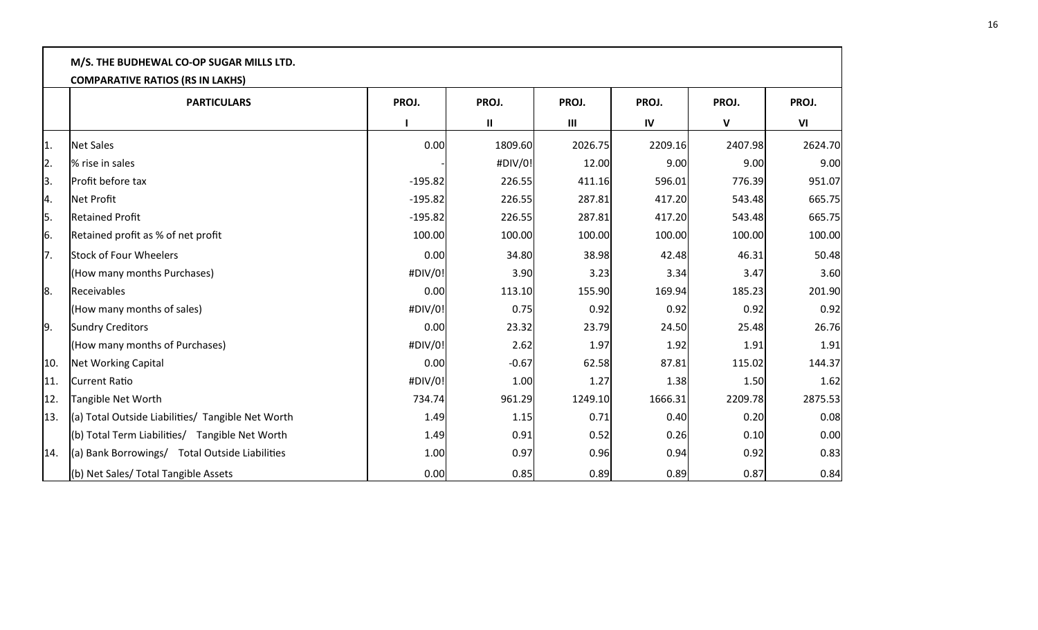**M/S. THE BUDHEWAL CO-OP SUGAR MILLS LTD.**

**COMPARATIVE RATIOS (RS IN LAKHS)**

| | PARTICULARS | PROJ. I | PROJ. II | PROJ. III | PROJ. IV | PROJ. V | PROJ. VI |
|---|---|---|---|---|---|---|---|
| 1. | Net Sales | 0.00 | 1809.60 | 2026.75 | 2209.16 | 2407.98 | 2624.70 |
| 2. | % rise in sales | - | #DIV/0! | 12.00 | 9.00 | 9.00 | 9.00 |
| 3. | Profit before tax | -195.82 | 226.55 | 411.16 | 596.01 | 776.39 | 951.07 |
| 4. | Net Profit | -195.82 | 226.55 | 287.81 | 417.20 | 543.48 | 665.75 |
| 5. | Retained Profit | -195.82 | 226.55 | 287.81 | 417.20 | 543.48 | 665.75 |
| 6. | Retained profit as % of net profit | 100.00 | 100.00 | 100.00 | 100.00 | 100.00 | 100.00 |
| 7. | Stock of Four Wheelers | 0.00 | 34.80 | 38.98 | 42.48 | 46.31 | 50.48 |
| | (How many months Purchases) | #DIV/0! | 3.90 | 3.23 | 3.34 | 3.47 | 3.60 |
| 8. | Receivables | 0.00 | 113.10 | 155.90 | 169.94 | 185.23 | 201.90 |
| | (How many months of sales) | #DIV/0! | 0.75 | 0.92 | 0.92 | 0.92 | 0.92 |
| 9. | Sundry Creditors | 0.00 | 23.32 | 23.79 | 24.50 | 25.48 | 26.76 |
| | (How many months of Purchases) | #DIV/0! | 2.62 | 1.97 | 1.92 | 1.91 | 1.91 |
| 10. | Net Working Capital | 0.00 | -0.67 | 62.58 | 87.81 | 115.02 | 144.37 |
| 11. | Current Ratio | #DIV/0! | 1.00 | 1.27 | 1.38 | 1.50 | 1.62 |
| 12. | Tangible Net Worth | 734.74 | 961.29 | 1249.10 | 1666.31 | 2209.78 | 2875.53 |
| 13. | (a) Total Outside Liabilities/ Tangible Net Worth | 1.49 | 1.15 | 0.71 | 0.40 | 0.20 | 0.08 |
| | (b) Total Term Liabilities/ Tangible Net Worth | 1.49 | 0.91 | 0.52 | 0.26 | 0.10 | 0.00 |
| 14. | (a) Bank Borrowings/ Total Outside Liabilities | 1.00 | 0.97 | 0.96 | 0.94 | 0.92 | 0.83 |
| | (b) Net Sales/ Total Tangible Assets | 0.00 | 0.85 | 0.89 | 0.89 | 0.87 | 0.84 |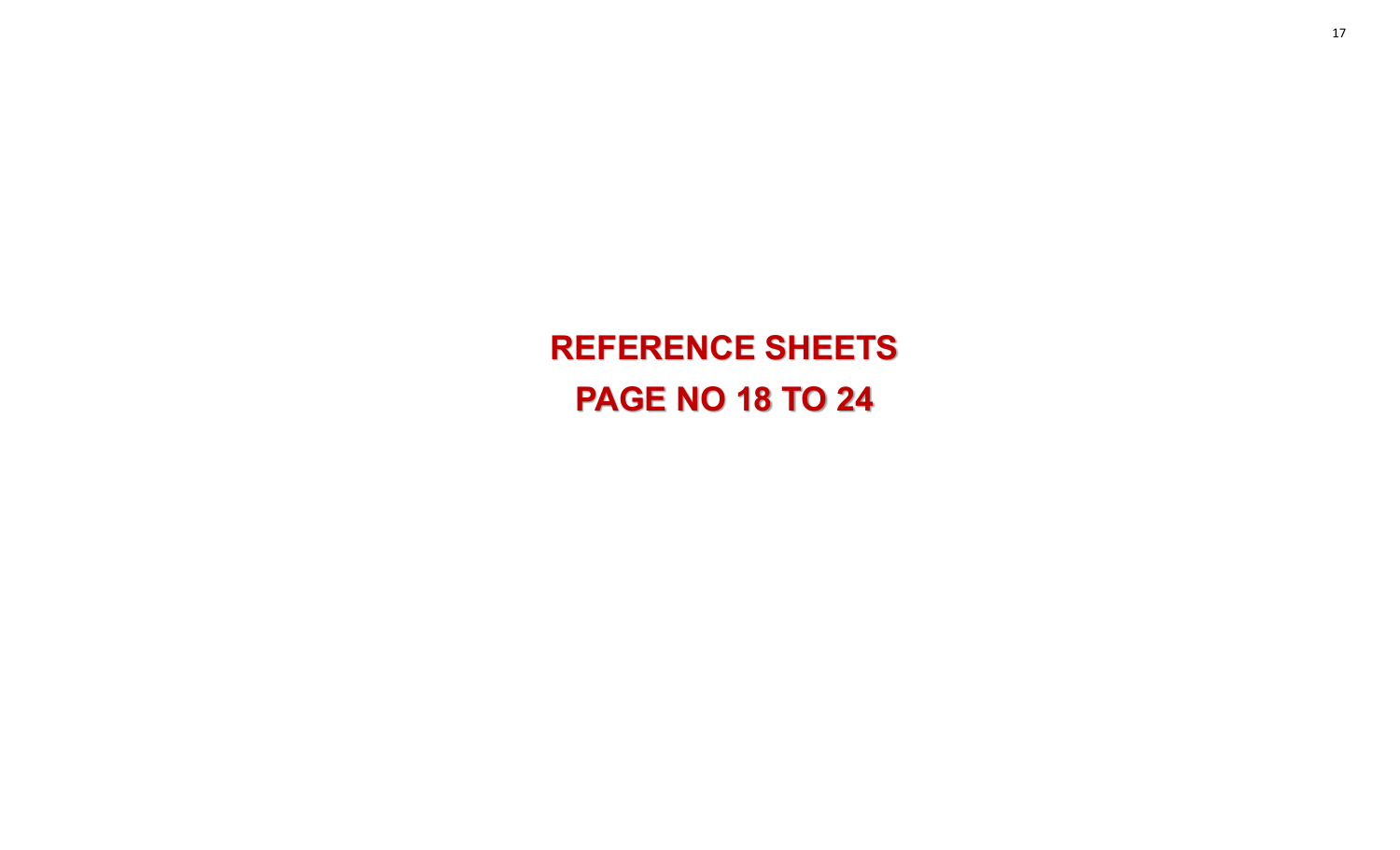# REFERENCE SHEETS

# PAGE NO 18 TO 24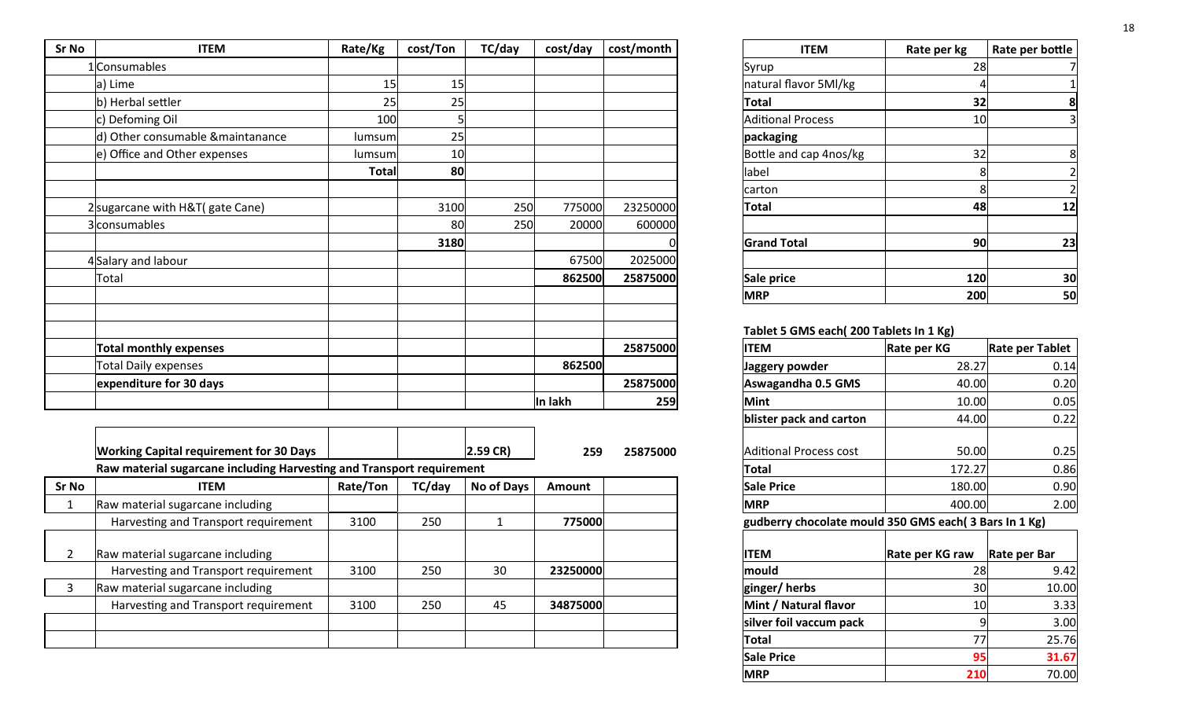| Sr No | ITEM | Rate/Kg | cost/Ton | TC/day | cost/day | cost/month |
|---|---|---|---|---|---|---|
| 1 | Consumables | | | | | |
| | a) Lime | 15 | 15 | | | |
| | b) Herbal settler | 25 | 25 | | | |
| | c) Defoming Oil | 100 | 5 | | | |
| | d) Other consumable &maintanance | lumsum | 25 | | | |
| | e) Office and Other expenses | lumsum | 10 | | | |
| | | **Total** | **80** | | | |
| | | | | | | |
| 2 | sugarcane with H&T( gate Cane) | | 3100 | 250 | 775000 | 23250000 |
| 3 | consumables | | 80 | 250 | 20000 | 600000 |
| | | | **3180** | | | 0 |
| 4 | Salary and labour | | | | 67500 | 2025000 |
| | Total | | | | **862500** | **25875000** |
| | | | | | | |
| | | | | | | |
| | **Total monthly expenses** | | | | | **25875000** |
| | Total Daily expenses | | | | **862500** | |
| | **expenditure for 30 days** | | | | | **25875000** |
| | | | | | In lakh | **259** |

| | | | | | | |
|---|---|---|---|---|---|---|
| | **Working Capital requirement for 30 Days** | | | **2.59 CR)** | **259** | **25875000** |

**Raw material sugarcane including Harvesting and Transport requirement**

| Sr No | ITEM | Rate/Ton | TC/day | No of Days | Amount | |
|---|---|---|---|---|---|---|
| 1 | Raw material sugarcane including Harvesting and Transport requirement | 3100 | 250 | 1 | **775000** | |
| 2 | Raw material sugarcane including Harvesting and Transport requirement | 3100 | 250 | 30 | **23250000** | |
| 3 | Raw material sugarcane including Harvesting and Transport requirement | 3100 | 250 | 45 | **34875000** | |
| | | | | | | |
| | | | | | | |

| ITEM | Rate per kg | Rate per bottle |
|---|---|---|
| Syrup | 28 | 7 |
| natural flavor 5Ml/kg | 4 | 1 |
| **Total** | **32** | **8** |
| Aditional Process | 10 | 3 |
| **packaging** | | |
| Bottle and cap 4nos/kg | 32 | 8 |
| label | 8 | 2 |
| carton | 8 | 2 |
| **Total** | **48** | **12** |
| | | |
| **Grand Total** | **90** | **23** |
| | | |
| **Sale price** | **120** | **30** |
| **MRP** | **200** | **50** |

**Tablet 5 GMS each( 200 Tablets In 1 Kg)**

| ITEM | Rate per KG | Rate per Tablet |
|---|---|---|
| **Jaggery powder** | 28.27 | 0.14 |
| **Aswagandha 0.5 GMS** | 40.00 | 0.20 |
| **Mint** | 10.00 | 0.05 |
| **blister pack and carton** | 44.00 | 0.22 |
| | | |
| Aditional Process cost | 50.00 | 0.25 |
| **Total** | 172.27 | 0.86 |
| **Sale Price** | 180.00 | 0.90 |
| **MRP** | 400.00 | 2.00 |

**gudberry chocolate mould 350 GMS each( 3 Bars In 1 Kg)**

| ITEM | Rate per KG raw | Rate per Bar |
|---|---|---|
| **mould** | 28 | 9.42 |
| **ginger/ herbs** | 30 | 10.00 |
| **Mint / Natural flavor** | 10 | 3.33 |
| **silver foil vaccum pack** | 9 | 3.00 |
| **Total** | 77 | 25.76 |
| **Sale Price** | **95** | **31.67** |
| **MRP** | **210** | 70.00 |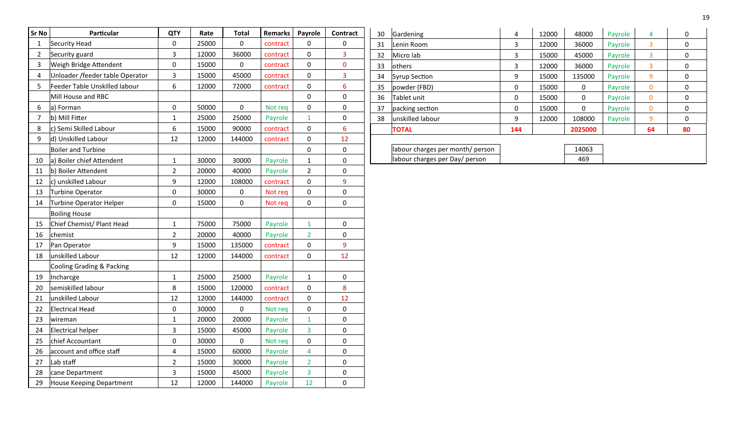| Sr No | Particular | QTY | Rate | Total | Remarks | Payrole | Contract |
|---|---|---|---|---|---|---|---|
| 1 | Security Head | 0 | 25000 | 0 | contract | 0 | 0 |
| 2 | Security guard | 3 | 12000 | 36000 | contract | 0 | 3 |
| 3 | Weigh Bridge Attendent | 0 | 15000 | 0 | contract | 0 | 0 |
| 4 | Unloader /feeder table Operator | 3 | 15000 | 45000 | contract | 0 | 3 |
| 5 | Feeder Table Unskilled labour | 6 | 12000 | 72000 | contract | 0 | 6 |
| | Mill House and RBC | | | | | 0 | 0 |
| 6 | a) Forman | 0 | 50000 | 0 | Not req | 0 | 0 |
| 7 | b) Mill Fitter | 1 | 25000 | 25000 | Payrole | 1 | 0 |
| 8 | c) Semi Skilled Labour | 6 | 15000 | 90000 | contract | 0 | 6 |
| 9 | d) Unskilled Labour | 12 | 12000 | 144000 | contract | 0 | 12 |
| | Boiler and Turbine | | | | | 0 | 0 |
| 10 | a) Boiler chief Attendent | 1 | 30000 | 30000 | Payrole | 1 | 0 |
| 11 | b) Boiler Attendent | 2 | 20000 | 40000 | Payrole | 2 | 0 |
| 12 | c) unskilled Labour | 9 | 12000 | 108000 | contract | 0 | 9 |
| 13 | Turbine Operator | 0 | 30000 | 0 | Not req | 0 | 0 |
| 14 | Turbine Operator Helper | 0 | 15000 | 0 | Not req | 0 | 0 |
| | Boiling House | | | | | | |
| 15 | Chief Chemist/ Plant Head | 1 | 75000 | 75000 | Payrole | 1 | 0 |
| 16 | chemist | 2 | 20000 | 40000 | Payrole | 2 | 0 |
| 17 | Pan Operator | 9 | 15000 | 135000 | contract | 0 | 9 |
| 18 | unskilled Labour | 12 | 12000 | 144000 | contract | 0 | 12 |
| | Cooling Grading & Packing | | | | | | |
| 19 | Incharcge | 1 | 25000 | 25000 | Payrole | 1 | 0 |
| 20 | semiskilled labour | 8 | 15000 | 120000 | contract | 0 | 8 |
| 21 | unskilled Labour | 12 | 12000 | 144000 | contract | 0 | 12 |
| 22 | Electrical Head | 0 | 30000 | 0 | Not req | 0 | 0 |
| 23 | wireman | 1 | 20000 | 20000 | Payrole | 1 | 0 |
| 24 | Electrical helper | 3 | 15000 | 45000 | Payrole | 3 | 0 |
| 25 | chief Accountant | 0 | 30000 | 0 | Not req | 0 | 0 |
| 26 | account and office staff | 4 | 15000 | 60000 | Payrole | 4 | 0 |
| 27 | Lab staff | 2 | 15000 | 30000 | Payrole | 2 | 0 |
| 28 | cane Department | 3 | 15000 | 45000 | Payrole | 3 | 0 |
| 29 | House Keeping Department | 12 | 12000 | 144000 | Payrole | 12 | 0 |
| 30 | Gardening | 4 | 12000 | 48000 | Payrole | 4 | 0 |
| 31 | Lenin Room | 3 | 12000 | 36000 | Payrole | 3 | 0 |
| 32 | Micro lab | 3 | 15000 | 45000 | Payrole | 3 | 0 |
| 33 | others | 3 | 12000 | 36000 | Payrole | 3 | 0 |
| 34 | Syrup Section | 9 | 15000 | 135000 | Payrole | 9 | 0 |
| 35 | powder (FBD) | 0 | 15000 | 0 | Payrole | 0 | 0 |
| 36 | Tablet unit | 0 | 15000 | 0 | Payrole | 0 | 0 |
| 37 | packing section | 0 | 15000 | 0 | Payrole | 0 | 0 |
| 38 | unskilled labour | 9 | 12000 | 108000 | Payrole | 9 | 0 |
| | **TOTAL** | **144** | | **2025000** | | **64** | **80** |
| | labour charges per month/ person | | | 14063 | | | |
| | labour charges per Day/ person | | | 469 | | | |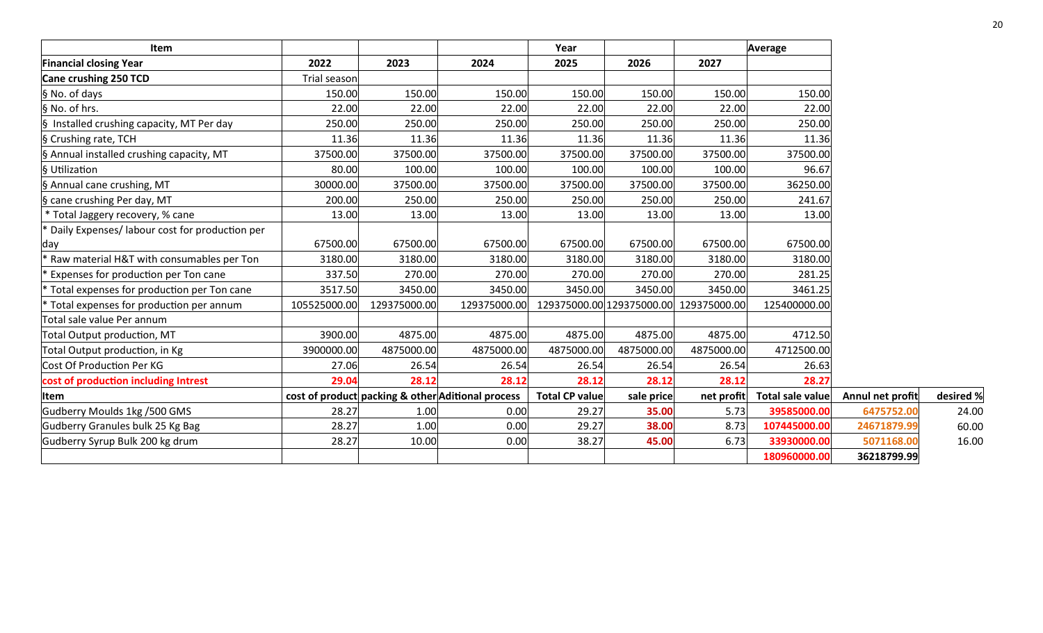| Item | | | | Year | | | Average | | |
|---|---|---|---|---|---|---|---|---|---|
| Financial closing Year | 2022 | 2023 | 2024 | 2025 | 2026 | 2027 | | | |
| Cane crushing 250 TCD | Trial season | | | | | | | | |
| § No. of days | 150.00 | 150.00 | 150.00 | 150.00 | 150.00 | 150.00 | 150.00 | | |
| § No. of hrs. | 22.00 | 22.00 | 22.00 | 22.00 | 22.00 | 22.00 | 22.00 | | |
| § Installed crushing capacity, MT Per day | 250.00 | 250.00 | 250.00 | 250.00 | 250.00 | 250.00 | 250.00 | | |
| § Crushing rate, TCH | 11.36 | 11.36 | 11.36 | 11.36 | 11.36 | 11.36 | 11.36 | | |
| § Annual installed crushing capacity, MT | 37500.00 | 37500.00 | 37500.00 | 37500.00 | 37500.00 | 37500.00 | 37500.00 | | |
| § Utilization | 80.00 | 100.00 | 100.00 | 100.00 | 100.00 | 100.00 | 96.67 | | |
| § Annual cane crushing, MT | 30000.00 | 37500.00 | 37500.00 | 37500.00 | 37500.00 | 37500.00 | 36250.00 | | |
| § cane crushing Per day, MT | 200.00 | 250.00 | 250.00 | 250.00 | 250.00 | 250.00 | 241.67 | | |
| * Total Jaggery recovery, % cane | 13.00 | 13.00 | 13.00 | 13.00 | 13.00 | 13.00 | 13.00 | | |
| * Daily Expenses/ labour cost for production per day | 67500.00 | 67500.00 | 67500.00 | 67500.00 | 67500.00 | 67500.00 | 67500.00 | | |
| * Raw material H&T with consumables per Ton | 3180.00 | 3180.00 | 3180.00 | 3180.00 | 3180.00 | 3180.00 | 3180.00 | | |
| * Expenses for production per Ton cane | 337.50 | 270.00 | 270.00 | 270.00 | 270.00 | 270.00 | 281.25 | | |
| * Total expenses for production per Ton cane | 3517.50 | 3450.00 | 3450.00 | 3450.00 | 3450.00 | 3450.00 | 3461.25 | | |
| * Total expenses for production per annum | 105525000.00 | 129375000.00 | 129375000.00 | 129375000.00 | 129375000.00 | 129375000.00 | 125400000.00 | | |
| Total sale value Per annum | | | | | | | | | |
| Total Output production, MT | 3900.00 | 4875.00 | 4875.00 | 4875.00 | 4875.00 | 4875.00 | 4712.50 | | |
| Total Output production, in Kg | 3900000.00 | 4875000.00 | 4875000.00 | 4875000.00 | 4875000.00 | 4875000.00 | 4712500.00 | | |
| Cost Of Production Per KG | 27.06 | 26.54 | 26.54 | 26.54 | 26.54 | 26.54 | 26.63 | | |
| **cost of production including Intrest** | **29.04** | **28.12** | **28.12** | **28.12** | **28.12** | **28.12** | **28.27** | | |
| **Item** | **cost of product** | **packing & other** | **Aditional process** | **Total CP value** | **sale price** | **net profit** | **Total sale value** | **Annul net profit** | **desired %** |
| Gudberry Moulds 1kg /500 GMS | 28.27 | 1.00 | 0.00 | 29.27 | **35.00** | 5.73 | **39585000.00** | **6475752.00** | 24.00 |
| Gudberry Granules bulk 25 Kg Bag | 28.27 | 1.00 | 0.00 | 29.27 | **38.00** | 8.73 | **107445000.00** | **24671879.99** | 60.00 |
| Gudberry Syrup Bulk 200 kg drum | 28.27 | 10.00 | 0.00 | 38.27 | **45.00** | 6.73 | **33930000.00** | **5071168.00** | 16.00 |
| | | | | | | | **180960000.00** | **36218799.99** | |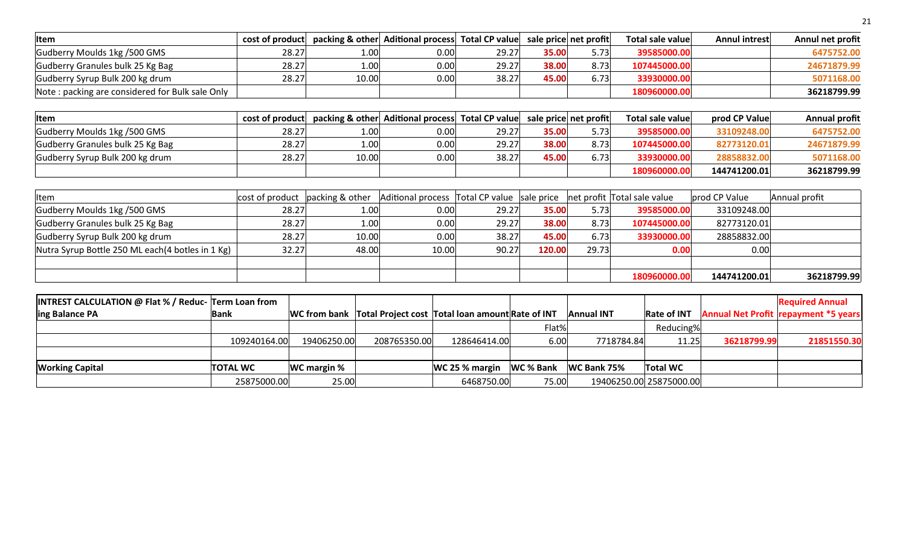| Item | cost of product | packing & other | Aditional process | Total CP value | sale price | net profit | Total sale value | Annul intrest | Annul net profit |
|---|---|---|---|---|---|---|---|---|---|
| Gudberry Moulds 1kg /500 GMS | 28.27 | 1.00 | 0.00 | 29.27 | **35.00** | 5.73 | **39585000.00** | | **6475752.00** |
| Gudberry Granules bulk 25 Kg Bag | 28.27 | 1.00 | 0.00 | 29.27 | **38.00** | 8.73 | **107445000.00** | | **24671879.99** |
| Gudberry Syrup Bulk 200 kg drum | 28.27 | 10.00 | 0.00 | 38.27 | **45.00** | 6.73 | **33930000.00** | | **5071168.00** |
| Note : packing are considered for Bulk sale Only | | | | | | | **180960000.00** | | **36218799.99** |

| Item | cost of product | packing & other | Aditional process | Total CP value | sale price | net profit | Total sale value | prod CP Value | Annual profit |
|---|---|---|---|---|---|---|---|---|---|
| Gudberry Moulds 1kg /500 GMS | 28.27 | 1.00 | 0.00 | 29.27 | **35.00** | 5.73 | **39585000.00** | **33109248.00** | **6475752.00** |
| Gudberry Granules bulk 25 Kg Bag | 28.27 | 1.00 | 0.00 | 29.27 | **38.00** | 8.73 | **107445000.00** | **82773120.01** | **24671879.99** |
| Gudberry Syrup Bulk 200 kg drum | 28.27 | 10.00 | 0.00 | 38.27 | **45.00** | 6.73 | **33930000.00** | **28858832.00** | **5071168.00** |
| | | | | | | | **180960000.00** | **144741200.01** | **36218799.99** |

| Item | cost of product | packing & other | Aditional process | Total CP value | sale price | net profit | Total sale value | prod CP Value | Annual profit |
|---|---|---|---|---|---|---|---|---|---|
| Gudberry Moulds 1kg /500 GMS | 28.27 | 1.00 | 0.00 | 29.27 | **35.00** | 5.73 | **39585000.00** | 33109248.00 | |
| Gudberry Granules bulk 25 Kg Bag | 28.27 | 1.00 | 0.00 | 29.27 | **38.00** | 8.73 | **107445000.00** | 82773120.01 | |
| Gudberry Syrup Bulk 200 kg drum | 28.27 | 10.00 | 0.00 | 38.27 | **45.00** | 6.73 | **33930000.00** | 28858832.00 | |
| Nutra Syrup Bottle 250 ML each(4 botles in 1 Kg) | 32.27 | 48.00 | 10.00 | 90.27 | **120.00** | 29.73 | **0.00** | 0.00 | |
| | | | | | | | | | |
| | | | | | | | **180960000.00** | **144741200.01** | **36218799.99** |

| INTREST CALCULATION @ Flat % / Reducing Balance PA | Term Loan from Bank | WC from bank | Total Project cost | Total loan amount | Rate of INT | Annual INT | Rate of INT | Annual Net Profit | Required Annual repayment *5 years |
|---|---|---|---|---|---|---|---|---|---|
| | | | | | Flat% | | Reducing% | | |
| | 109240164.00 | 19406250.00 | 208765350.00 | 128646414.00 | 6.00 | 7718784.84 | 11.25 | **36218799.99** | **21851550.30** |
| | | | | | | | | | |
| **Working Capital** | **TOTAL WC** | **WC margin %** | | **WC 25 % margin** | **WC % Bank** | **WC Bank 75%** | **Total WC** | | |
| | 25875000.00 | 25.00 | | 6468750.00 | 75.00 | 19406250.00 | 25875000.00 | | |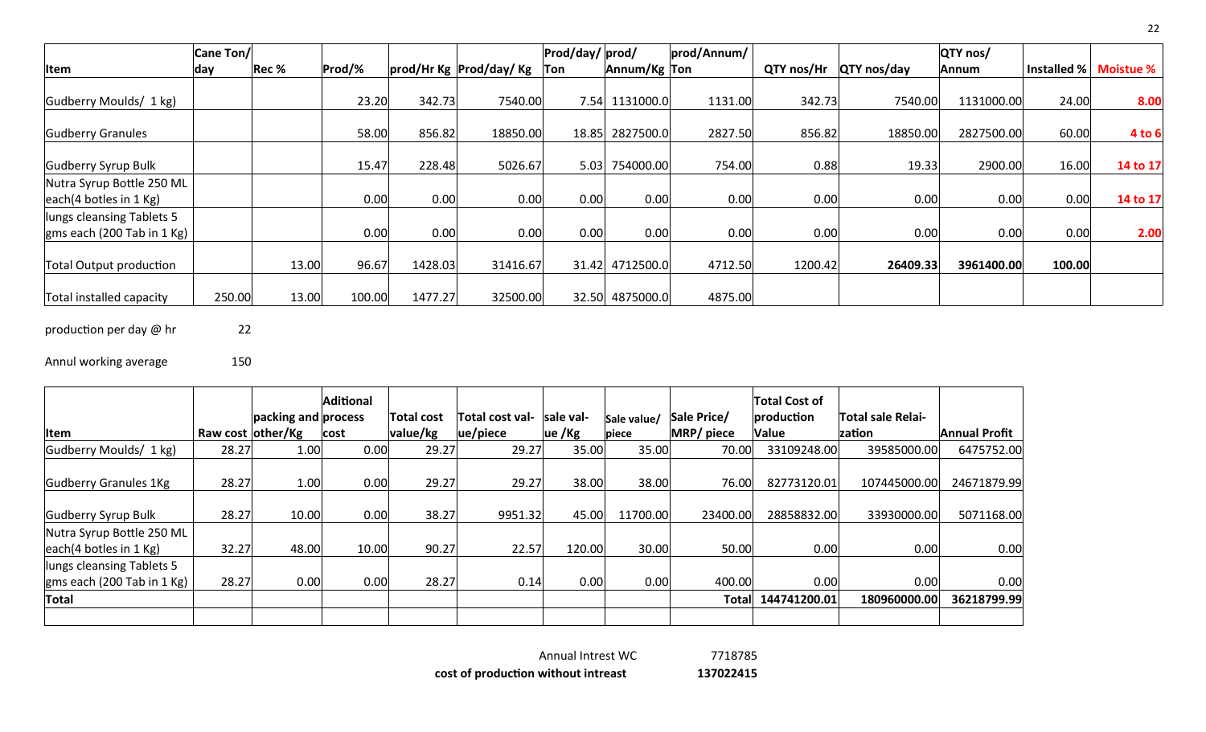| Item | Cane Ton/ day | Rec % | Prod/% | prod/Hr Kg | Prod/day/ Kg | Prod/day/ Ton | prod/ Annum/Kg | prod/Annum/ Ton | QTY nos/Hr | QTY nos/day | QTY nos/ Annum | Installed % | Moistue % |
|---|---|---|---|---|---|---|---|---|---|---|---|---|---|
| Gudberry Moulds/ 1 kg) | | | 23.20 | 342.73 | 7540.00 | 7.54 | 1131000.0 | 1131.00 | 342.73 | 7540.00 | 1131000.00 | 24.00 | **8.00** |
| Gudberry Granules | | | 58.00 | 856.82 | 18850.00 | 18.85 | 2827500.0 | 2827.50 | 856.82 | 18850.00 | 2827500.00 | 60.00 | **4 to 6** |
| Gudberry Syrup Bulk | | | 15.47 | 228.48 | 5026.67 | 5.03 | 754000.00 | 754.00 | 0.88 | 19.33 | 2900.00 | 16.00 | **14 to 17** |
| Nutra Syrup Bottle 250 ML each(4 botles in 1 Kg) | | | 0.00 | 0.00 | 0.00 | 0.00 | 0.00 | 0.00 | 0.00 | 0.00 | 0.00 | 0.00 | **14 to 17** |
| lungs cleansing Tablets 5 gms each (200 Tab in 1 Kg) | | | 0.00 | 0.00 | 0.00 | 0.00 | 0.00 | 0.00 | 0.00 | 0.00 | 0.00 | 0.00 | **2.00** |
| Total Output production | | 13.00 | 96.67 | 1428.03 | 31416.67 | 31.42 | 4712500.0 | 4712.50 | 1200.42 | **26409.33** | **3961400.00** | **100.00** | |
| Total installed capacity | 250.00 | 13.00 | 100.00 | 1477.27 | 32500.00 | 32.50 | 4875000.0 | 4875.00 | | | | | |

production per day @ hr 22

Annul working average 150

| Item | Raw cost | packing and other/Kg | Aditional process cost | Total cost value/kg | Total cost value/piece | sale value /Kg | Sale value/ piece | Sale Price/ MRP/ piece | Total Cost of production Value | Total sale Relaization | Annual Profit |
|---|---|---|---|---|---|---|---|---|---|---|---|
| Gudberry Moulds/ 1 kg) | 28.27 | 1.00 | 0.00 | 29.27 | 29.27 | 35.00 | 35.00 | 70.00 | 33109248.00 | 39585000.00 | 6475752.00 |
| Gudberry Granules 1Kg | 28.27 | 1.00 | 0.00 | 29.27 | 29.27 | 38.00 | 38.00 | 76.00 | 82773120.01 | 107445000.00 | 24671879.99 |
| Gudberry Syrup Bulk | 28.27 | 10.00 | 0.00 | 38.27 | 9951.32 | 45.00 | 11700.00 | 23400.00 | 28858832.00 | 33930000.00 | 5071168.00 |
| Nutra Syrup Bottle 250 ML each(4 botles in 1 Kg) | 32.27 | 48.00 | 10.00 | 90.27 | 22.57 | 120.00 | 30.00 | 50.00 | 0.00 | 0.00 | 0.00 |
| lungs cleansing Tablets 5 gms each (200 Tab in 1 Kg) | 28.27 | 0.00 | 0.00 | 28.27 | 0.14 | 0.00 | 0.00 | 400.00 | 0.00 | 0.00 | 0.00 |
| **Total** | | | | | | | | **Total** | 144741200.01 | 180960000.00 | 36218799.99 |

Annual Intrest WC 7718785

**cost of production without intreast** **137022415**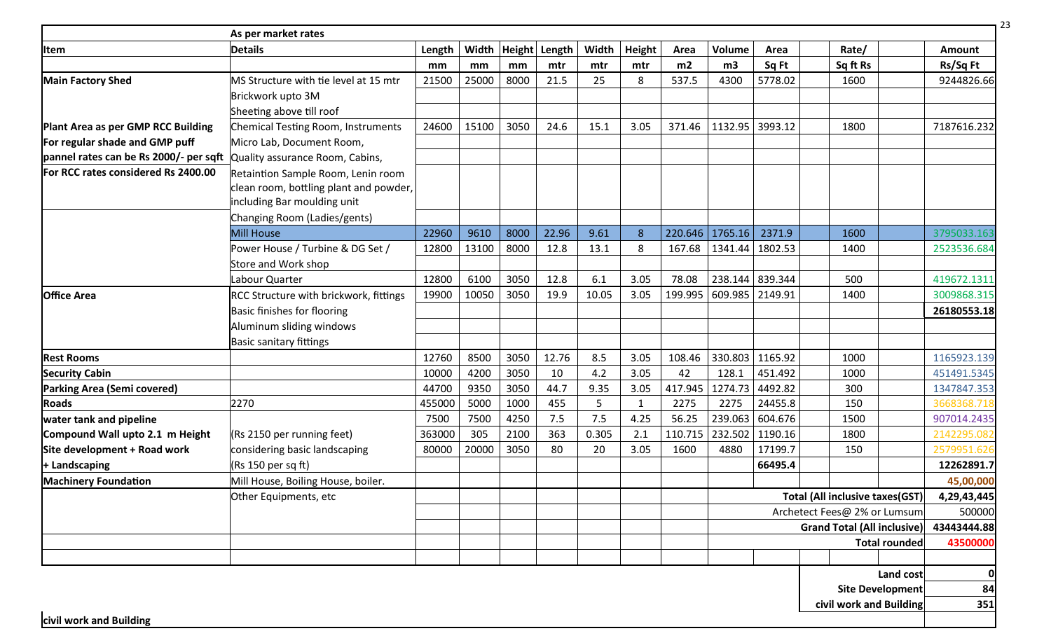| Item | As per market rates<br>Details | Length | Width | Height | Length | Width | Height | Area | Volume | Area | | Rate/ | | Amount |
|---|---|---|---|---|---|---|---|---|---|---|---|---|---|---|
| | | mm | mm | mm | mtr | mtr | mtr | m2 | m3 | Sq Ft | | Sq ft Rs | | Rs/Sq Ft |
| **Main Factory Shed** | MS Structure with tie level at 15 mtr | 21500 | 25000 | 8000 | 21.5 | 25 | 8 | 537.5 | 4300 | 5778.02 | | 1600 | | 9244826.66 |
| | Brickwork upto 3M | | | | | | | | | | | | | |
| | Sheeting above till roof | | | | | | | | | | | | | |
| **Plant Area as per GMP RCC Building** | Chemical Testing Room, Instruments | 24600 | 15100 | 3050 | 24.6 | 15.1 | 3.05 | 371.46 | 1132.95 | 3993.12 | | 1800 | | 7187616.232 |
| **For regular shade and GMP puff** | Micro Lab, Document Room, | | | | | | | | | | | | | |
| **pannel rates can be Rs 2000/- per sqft** | Quality assurance Room, Cabins, | | | | | | | | | | | | | |
| **For RCC rates considered Rs 2400.00** | Retaintion Sample Room, Lenin room clean room, bottling plant and powder, including Bar moulding unit | | | | | | | | | | | | | |
| | Changing Room (Ladies/gents) | | | | | | | | | | | | | |
| | Mill House | 22960 | 9610 | 8000 | 22.96 | 9.61 | 8 | 220.646 | 1765.16 | 2371.9 | | 1600 | | 3795033.163 |
| | Power House / Turbine & DG Set / | 12800 | 13100 | 8000 | 12.8 | 13.1 | 8 | 167.68 | 1341.44 | 1802.53 | | 1400 | | 2523536.684 |
| | Store and Work shop | | | | | | | | | | | | | |
| | Labour Quarter | 12800 | 6100 | 3050 | 12.8 | 6.1 | 3.05 | 78.08 | 238.144 | 839.344 | | 500 | | 419672.1311 |
| **Office Area** | RCC Structure with brickwork, fittings | 19900 | 10050 | 3050 | 19.9 | 10.05 | 3.05 | 199.995 | 609.985 | 2149.91 | | 1400 | | 3009868.315 |
| | Basic finishes for flooring | | | | | | | | | | | | | **26180553.18** |
| | Aluminum sliding windows | | | | | | | | | | | | | |
| | Basic sanitary fittings | | | | | | | | | | | | | |
| **Rest Rooms** | | 12760 | 8500 | 3050 | 12.76 | 8.5 | 3.05 | 108.46 | 330.803 | 1165.92 | | 1000 | | 1165923.139 |
| **Security Cabin** | | 10000 | 4200 | 3050 | 10 | 4.2 | 3.05 | 42 | 128.1 | 451.492 | | 1000 | | 451491.5345 |
| **Parking Area (Semi covered)** | | 44700 | 9350 | 3050 | 44.7 | 9.35 | 3.05 | 417.945 | 1274.73 | 4492.82 | | 300 | | 1347847.353 |
| **Roads** | 2270 | 455000 | 5000 | 1000 | 455 | 5 | 1 | 2275 | 2275 | 24455.8 | | 150 | | 3668368.718 |
| **water tank and pipeline** | | 7500 | 7500 | 4250 | 7.5 | 7.5 | 4.25 | 56.25 | 239.063 | 604.676 | | 1500 | | 907014.2435 |
| **Compound Wall upto 2.1 m Height** | (Rs 2150 per running feet) | 363000 | 305 | 2100 | 363 | 0.305 | 2.1 | 110.715 | 232.502 | 1190.16 | | 1800 | | 2142295.082 |
| **Site development + Road work** | considering basic landscaping | 80000 | 20000 | 3050 | 80 | 20 | 3.05 | 1600 | 4880 | 17199.7 | | 150 | | 2579951.626 |
| **+ Landscaping** | (Rs 150 per sq ft) | | | | | | | | | **66495.4** | | | | **12262891.7** |
| **Machinery Foundation** | Mill House, Boiling House, boiler. | | | | | | | | | | | | | **45,00,000** |
| | Other Equipments, etc | | | | | | | | | | | **Total (All inclusive taxes(GST)** | | **4,29,43,445** |
| | | | | | | | | | | | | Archetect Fees@ 2% or Lumsum | | 500000 |
| | | | | | | | | | | | | **Grand Total (All inclusive)** | | **43443444.88** |
| | | | | | | | | | | | | **Total rounded** | | **43500000** |
| | | | | | | | | | | | | | | |
| | | | | | | | | | | | | **Land cost** | | **0** |
| | | | | | | | | | | | | **Site Development** | | **84** |
| | | | | | | | | | | | | **civil work and Building** | | **351** |
| **civil work and Building** | | | | | | | | | | | | | | |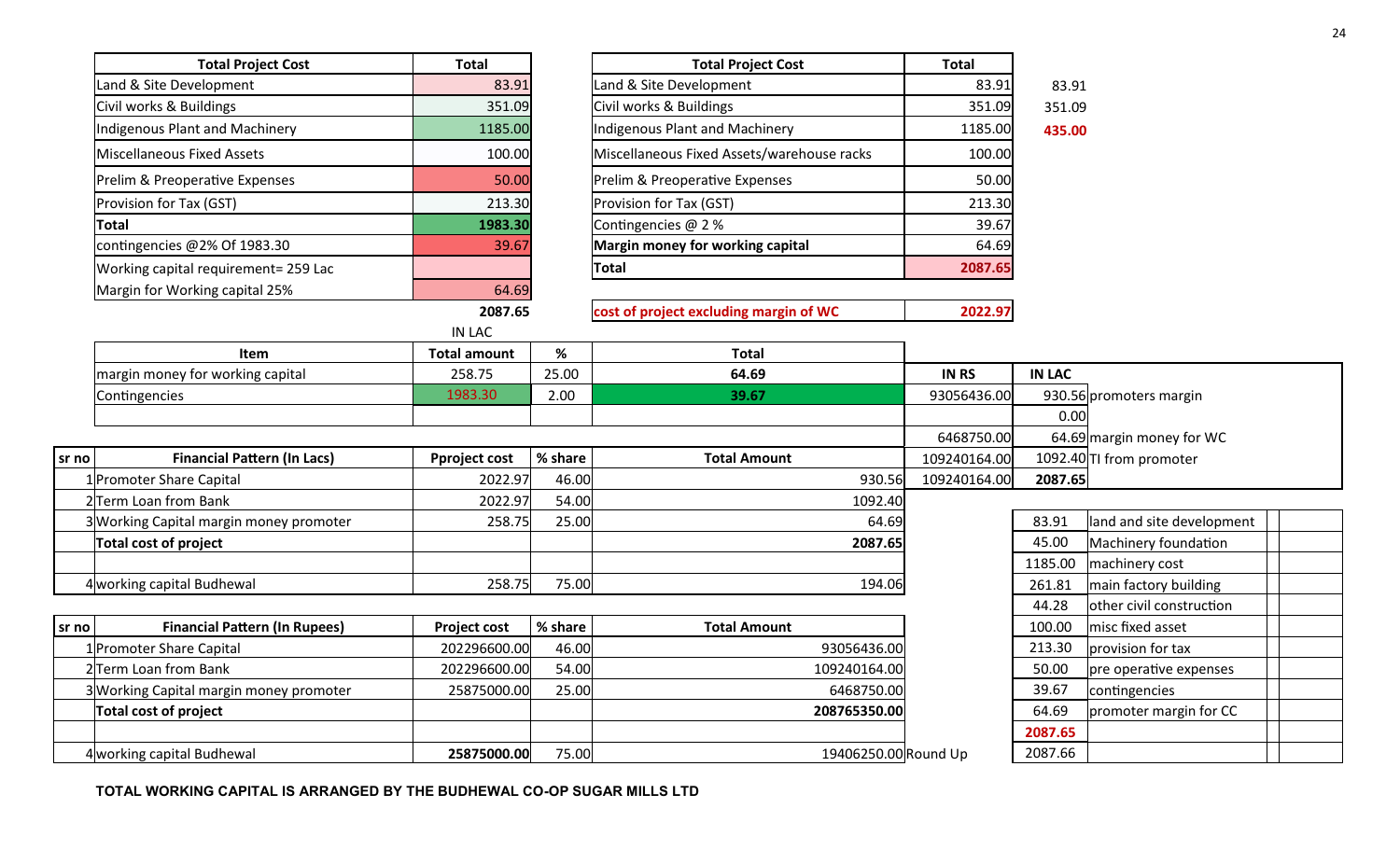| Total Project Cost | Total |
|---|---|
| Land & Site Development | 83.91 |
| Civil works & Buildings | 351.09 |
| Indigenous Plant and Machinery | 1185.00 |
| Miscellaneous Fixed Assets | 100.00 |
| Prelim & Preoperative Expenses | 50.00 |
| Provision for Tax (GST) | 213.30 |
| **Total** | **1983.30** |
| contingencies @2% Of 1983.30 | 39.67 |
| Working capital requirement= 259 Lac | |
| Margin for Working capital 25% | 64.69 |
| | **2087.65** |
| | IN LAC |

| Total Project Cost | Total | |
|---|---|---|
| Land & Site Development | 83.91 | 83.91 |
| Civil works & Buildings | 351.09 | 351.09 |
| Indigenous Plant and Machinery | 1185.00 | **435.00** |
| Miscellaneous Fixed Assets/warehouse racks | 100.00 | |
| Prelim & Preoperative Expenses | 50.00 | |
| Provision for Tax (GST) | 213.30 | |
| Contingencies @ 2 % | 39.67 | |
| **Margin money for working capital** | 64.69 | |
| **Total** | **2087.65** | |
| **cost of project excluding margin of WC** | **2022.97** | |

| Item | Total amount | % | Total |
|---|---|---|---|
| margin money for working capital | 258.75 | 25.00 | **64.69** |
| Contingencies | 1983.30 | 2.00 | **39.67** |

| IN RS | IN LAC | |
|---|---|---|
| 93056436.00 | 930.56 | promoters margin |
| | 0.00 | |
| 6468750.00 | 64.69 | margin money for WC |
| 109240164.00 | 1092.40 | TI from promoter |
| 109240164.00 | **2087.65** | |

| sr no | Financial Pattern (In Lacs) | Pproject cost | % share | Total Amount |
|---|---|---|---|---|
| 1 | Promoter Share Capital | 2022.97 | 46.00 | 930.56 |
| 2 | Term Loan from Bank | 2022.97 | 54.00 | 1092.40 |
| 3 | Working Capital margin money promoter | 258.75 | 25.00 | 64.69 |
| | **Total cost of project** | | | **2087.65** |
| | | | | |
| 4 | working capital Budhewal | 258.75 | 75.00 | 194.06 |

| | |
|---|---|
| 83.91 | land and site development |
| 45.00 | Machinery foundation |
| 1185.00 | machinery cost |
| 261.81 | main factory building |
| 44.28 | other civil construction |
| 100.00 | misc fixed asset |
| 213.30 | provision for tax |
| 50.00 | pre operative expenses |
| 39.67 | contingencies |
| 64.69 | promoter margin for CC |
| **2087.65** | |
| 2087.66 | |

| sr no | Financial Pattern (In Rupees) | Project cost | % share | Total Amount |
|---|---|---|---|---|
| 1 | Promoter Share Capital | 202296600.00 | 46.00 | 93056436.00 |
| 2 | Term Loan from Bank | 202296600.00 | 54.00 | 109240164.00 |
| 3 | Working Capital margin money promoter | 25875000.00 | 25.00 | 6468750.00 |
| | **Total cost of project** | | | **208765350.00** |
| | | | | |
| 4 | working capital Budhewal | **25875000.00** | 75.00 | 19406250.00 Round Up |

**TOTAL WORKING CAPITAL IS ARRANGED BY THE BUDHEWAL CO-OP SUGAR MILLS LTD**